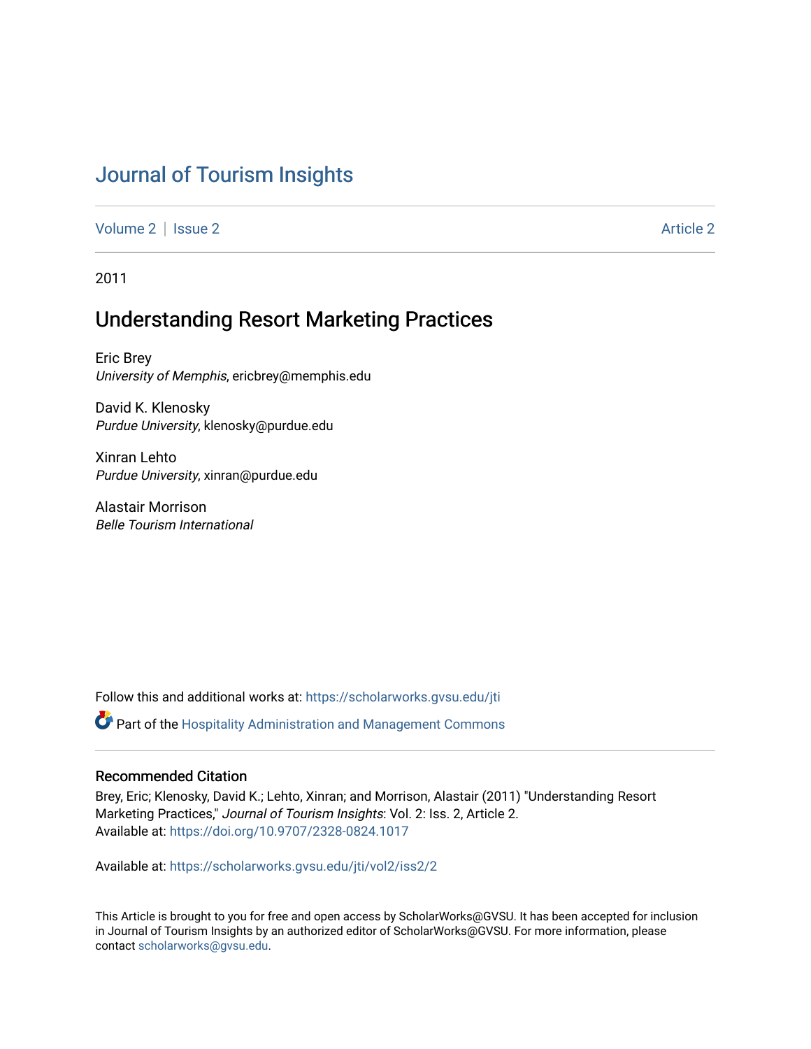# Journal of Tourism Insights

Volume 2 | Issue 2 | Article 2

2011

## Understanding Resort Marketing Practices

Eric Brey
*University of Memphis*, ericbrey@memphis.edu

David K. Klenosky
*Purdue University*, klenosky@purdue.edu

Xinran Lehto
*Purdue University*, xinran@purdue.edu

Alastair Morrison
*Belle Tourism International*

Follow this and additional works at: https://scholarworks.gvsu.edu/jti

Part of the Hospitality Administration and Management Commons

### Recommended Citation

Brey, Eric; Klenosky, David K.; Lehto, Xinran; and Morrison, Alastair (2011) "Understanding Resort Marketing Practices," *Journal of Tourism Insights*: Vol. 2: Iss. 2, Article 2.
Available at: https://doi.org/10.9707/2328-0824.1017

Available at: https://scholarworks.gvsu.edu/jti/vol2/iss2/2

This Article is brought to you for free and open access by ScholarWorks@GVSU. It has been accepted for inclusion in Journal of Tourism Insights by an authorized editor of ScholarWorks@GVSU. For more information, please contact scholarworks@gvsu.edu.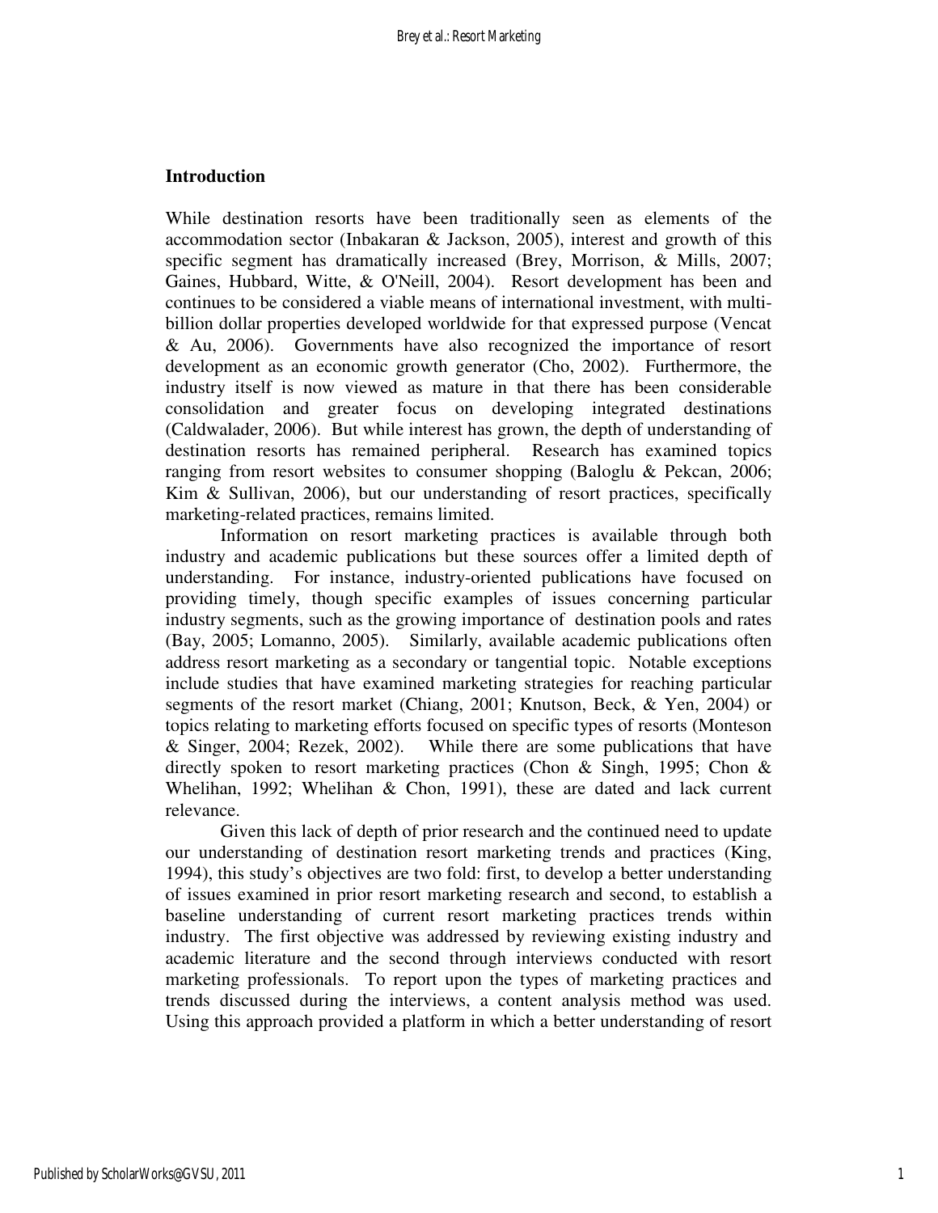## Introduction

While destination resorts have been traditionally seen as elements of the accommodation sector (Inbakaran & Jackson, 2005), interest and growth of this specific segment has dramatically increased (Brey, Morrison, & Mills, 2007; Gaines, Hubbard, Witte, & O'Neill, 2004). Resort development has been and continues to be considered a viable means of international investment, with multi-billion dollar properties developed worldwide for that expressed purpose (Vencat & Au, 2006). Governments have also recognized the importance of resort development as an economic growth generator (Cho, 2002). Furthermore, the industry itself is now viewed as mature in that there has been considerable consolidation and greater focus on developing integrated destinations (Caldwalader, 2006). But while interest has grown, the depth of understanding of destination resorts has remained peripheral. Research has examined topics ranging from resort websites to consumer shopping (Baloglu & Pekcan, 2006; Kim & Sullivan, 2006), but our understanding of resort practices, specifically marketing-related practices, remains limited.

Information on resort marketing practices is available through both industry and academic publications but these sources offer a limited depth of understanding. For instance, industry-oriented publications have focused on providing timely, though specific examples of issues concerning particular industry segments, such as the growing importance of destination pools and rates (Bay, 2005; Lomanno, 2005). Similarly, available academic publications often address resort marketing as a secondary or tangential topic. Notable exceptions include studies that have examined marketing strategies for reaching particular segments of the resort market (Chiang, 2001; Knutson, Beck, & Yen, 2004) or topics relating to marketing efforts focused on specific types of resorts (Monteson & Singer, 2004; Rezek, 2002). While there are some publications that have directly spoken to resort marketing practices (Chon & Singh, 1995; Chon & Whelihan, 1992; Whelihan & Chon, 1991), these are dated and lack current relevance.

Given this lack of depth of prior research and the continued need to update our understanding of destination resort marketing trends and practices (King, 1994), this study's objectives are two fold: first, to develop a better understanding of issues examined in prior resort marketing research and second, to establish a baseline understanding of current resort marketing practices trends within industry. The first objective was addressed by reviewing existing industry and academic literature and the second through interviews conducted with resort marketing professionals. To report upon the types of marketing practices and trends discussed during the interviews, a content analysis method was used. Using this approach provided a platform in which a better understanding of resort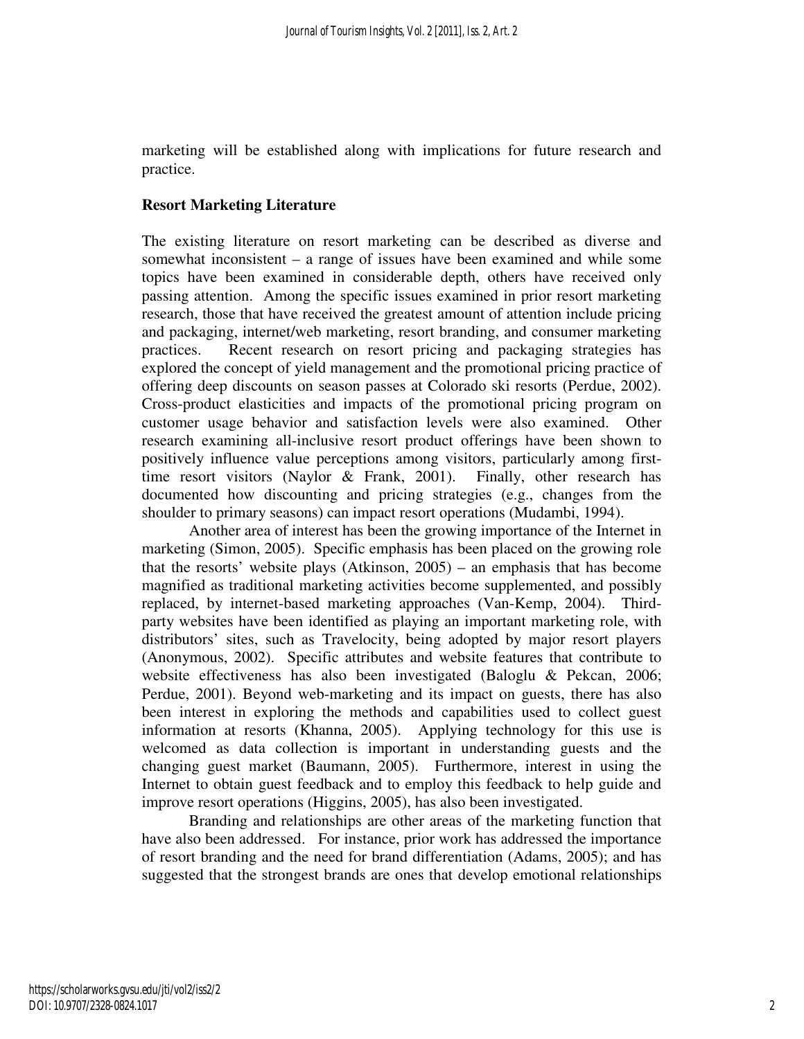marketing will be established along with implications for future research and practice.

## Resort Marketing Literature

The existing literature on resort marketing can be described as diverse and somewhat inconsistent – a range of issues have been examined and while some topics have been examined in considerable depth, others have received only passing attention. Among the specific issues examined in prior resort marketing research, those that have received the greatest amount of attention include pricing and packaging, internet/web marketing, resort branding, and consumer marketing practices. Recent research on resort pricing and packaging strategies has explored the concept of yield management and the promotional pricing practice of offering deep discounts on season passes at Colorado ski resorts (Perdue, 2002). Cross-product elasticities and impacts of the promotional pricing program on customer usage behavior and satisfaction levels were also examined. Other research examining all-inclusive resort product offerings have been shown to positively influence value perceptions among visitors, particularly among first-time resort visitors (Naylor & Frank, 2001). Finally, other research has documented how discounting and pricing strategies (e.g., changes from the shoulder to primary seasons) can impact resort operations (Mudambi, 1994).

Another area of interest has been the growing importance of the Internet in marketing (Simon, 2005). Specific emphasis has been placed on the growing role that the resorts' website plays (Atkinson, 2005) – an emphasis that has become magnified as traditional marketing activities become supplemented, and possibly replaced, by internet-based marketing approaches (Van-Kemp, 2004). Third-party websites have been identified as playing an important marketing role, with distributors' sites, such as Travelocity, being adopted by major resort players (Anonymous, 2002). Specific attributes and website features that contribute to website effectiveness has also been investigated (Baloglu & Pekcan, 2006; Perdue, 2001). Beyond web-marketing and its impact on guests, there has also been interest in exploring the methods and capabilities used to collect guest information at resorts (Khanna, 2005). Applying technology for this use is welcomed as data collection is important in understanding guests and the changing guest market (Baumann, 2005). Furthermore, interest in using the Internet to obtain guest feedback and to employ this feedback to help guide and improve resort operations (Higgins, 2005), has also been investigated.

Branding and relationships are other areas of the marketing function that have also been addressed. For instance, prior work has addressed the importance of resort branding and the need for brand differentiation (Adams, 2005); and has suggested that the strongest brands are ones that develop emotional relationships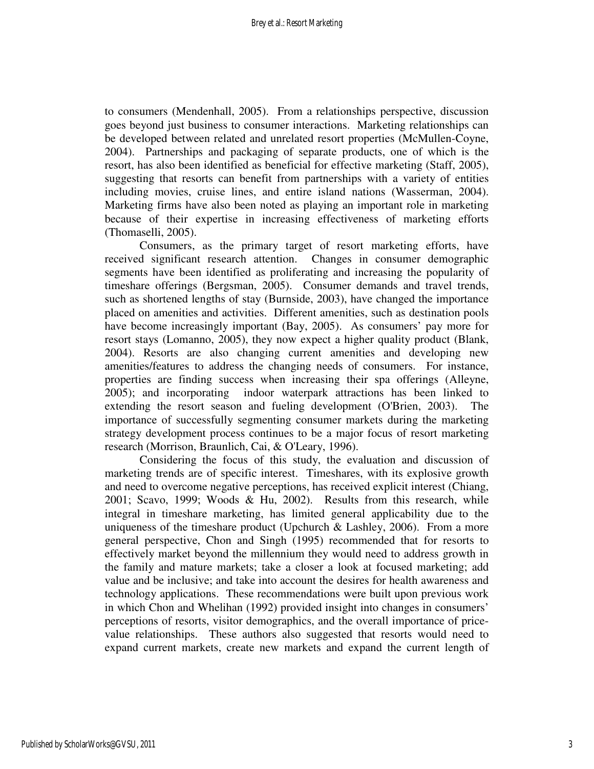to consumers (Mendenhall, 2005). From a relationships perspective, discussion goes beyond just business to consumer interactions. Marketing relationships can be developed between related and unrelated resort properties (McMullen-Coyne, 2004). Partnerships and packaging of separate products, one of which is the resort, has also been identified as beneficial for effective marketing (Staff, 2005), suggesting that resorts can benefit from partnerships with a variety of entities including movies, cruise lines, and entire island nations (Wasserman, 2004). Marketing firms have also been noted as playing an important role in marketing because of their expertise in increasing effectiveness of marketing efforts (Thomaselli, 2005).

Consumers, as the primary target of resort marketing efforts, have received significant research attention. Changes in consumer demographic segments have been identified as proliferating and increasing the popularity of timeshare offerings (Bergsman, 2005). Consumer demands and travel trends, such as shortened lengths of stay (Burnside, 2003), have changed the importance placed on amenities and activities. Different amenities, such as destination pools have become increasingly important (Bay, 2005). As consumers' pay more for resort stays (Lomanno, 2005), they now expect a higher quality product (Blank, 2004). Resorts are also changing current amenities and developing new amenities/features to address the changing needs of consumers. For instance, properties are finding success when increasing their spa offerings (Alleyne, 2005); and incorporating indoor waterpark attractions has been linked to extending the resort season and fueling development (O'Brien, 2003). The importance of successfully segmenting consumer markets during the marketing strategy development process continues to be a major focus of resort marketing research (Morrison, Braunlich, Cai, & O'Leary, 1996).

Considering the focus of this study, the evaluation and discussion of marketing trends are of specific interest. Timeshares, with its explosive growth and need to overcome negative perceptions, has received explicit interest (Chiang, 2001; Scavo, 1999; Woods & Hu, 2002). Results from this research, while integral in timeshare marketing, has limited general applicability due to the uniqueness of the timeshare product (Upchurch & Lashley, 2006). From a more general perspective, Chon and Singh (1995) recommended that for resorts to effectively market beyond the millennium they would need to address growth in the family and mature markets; take a closer a look at focused marketing; add value and be inclusive; and take into account the desires for health awareness and technology applications. These recommendations were built upon previous work in which Chon and Whelihan (1992) provided insight into changes in consumers' perceptions of resorts, visitor demographics, and the overall importance of price-value relationships. These authors also suggested that resorts would need to expand current markets, create new markets and expand the current length of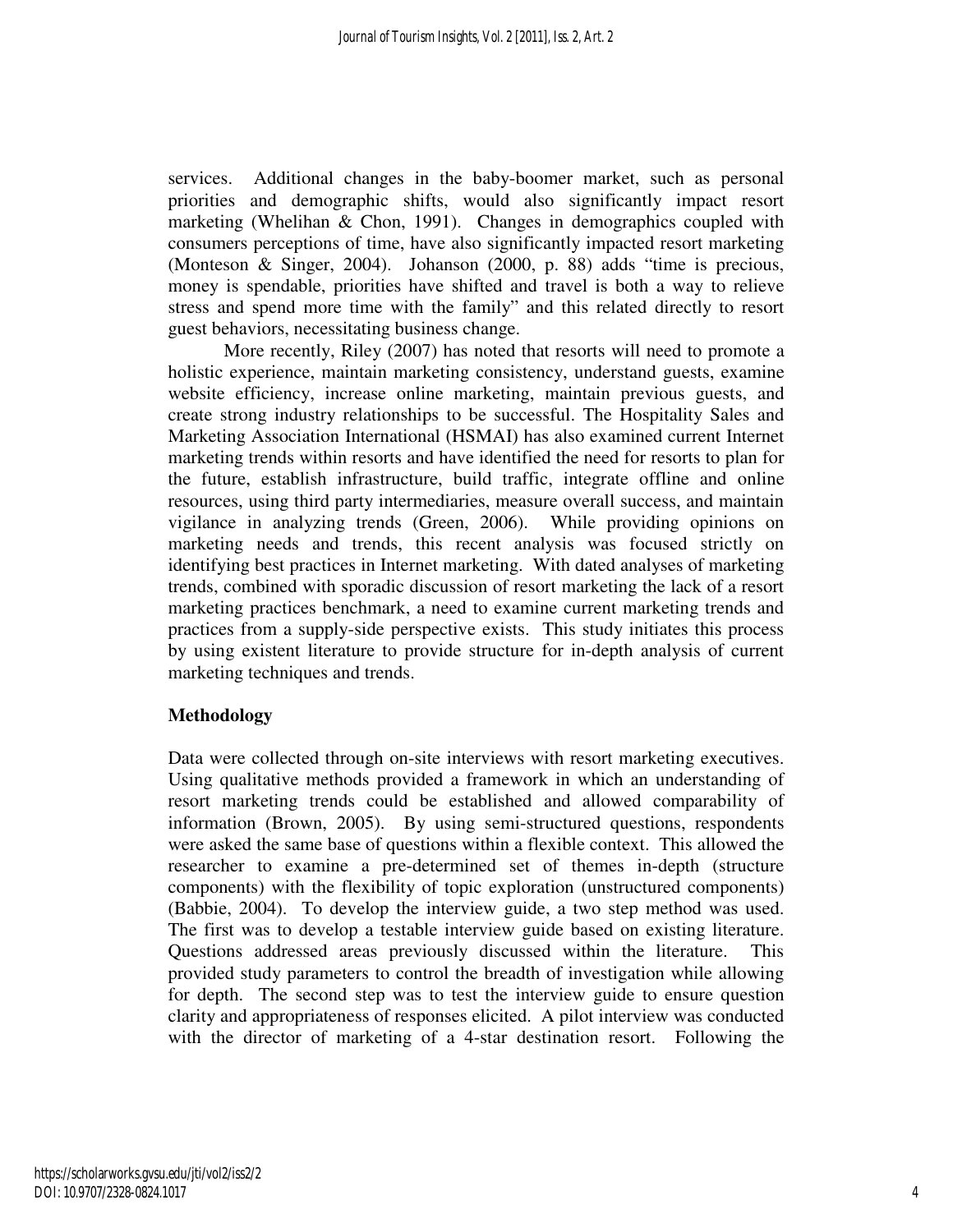services. Additional changes in the baby-boomer market, such as personal priorities and demographic shifts, would also significantly impact resort marketing (Whelihan & Chon, 1991). Changes in demographics coupled with consumers perceptions of time, have also significantly impacted resort marketing (Monteson & Singer, 2004). Johanson (2000, p. 88) adds "time is precious, money is spendable, priorities have shifted and travel is both a way to relieve stress and spend more time with the family" and this related directly to resort guest behaviors, necessitating business change.

More recently, Riley (2007) has noted that resorts will need to promote a holistic experience, maintain marketing consistency, understand guests, examine website efficiency, increase online marketing, maintain previous guests, and create strong industry relationships to be successful. The Hospitality Sales and Marketing Association International (HSMAI) has also examined current Internet marketing trends within resorts and have identified the need for resorts to plan for the future, establish infrastructure, build traffic, integrate offline and online resources, using third party intermediaries, measure overall success, and maintain vigilance in analyzing trends (Green, 2006). While providing opinions on marketing needs and trends, this recent analysis was focused strictly on identifying best practices in Internet marketing. With dated analyses of marketing trends, combined with sporadic discussion of resort marketing the lack of a resort marketing practices benchmark, a need to examine current marketing trends and practices from a supply-side perspective exists. This study initiates this process by using existent literature to provide structure for in-depth analysis of current marketing techniques and trends.

## Methodology

Data were collected through on-site interviews with resort marketing executives. Using qualitative methods provided a framework in which an understanding of resort marketing trends could be established and allowed comparability of information (Brown, 2005). By using semi-structured questions, respondents were asked the same base of questions within a flexible context. This allowed the researcher to examine a pre-determined set of themes in-depth (structure components) with the flexibility of topic exploration (unstructured components) (Babbie, 2004). To develop the interview guide, a two step method was used. The first was to develop a testable interview guide based on existing literature. Questions addressed areas previously discussed within the literature. This provided study parameters to control the breadth of investigation while allowing for depth. The second step was to test the interview guide to ensure question clarity and appropriateness of responses elicited. A pilot interview was conducted with the director of marketing of a 4-star destination resort. Following the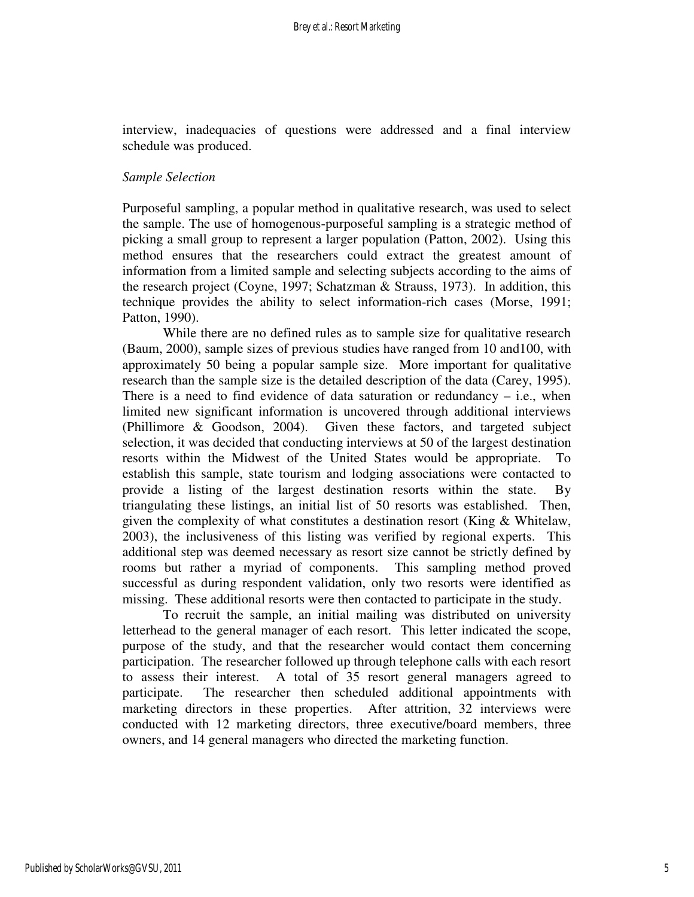interview, inadequacies of questions were addressed and a final interview schedule was produced.

*Sample Selection*

Purposeful sampling, a popular method in qualitative research, was used to select the sample. The use of homogenous-purposeful sampling is a strategic method of picking a small group to represent a larger population (Patton, 2002). Using this method ensures that the researchers could extract the greatest amount of information from a limited sample and selecting subjects according to the aims of the research project (Coyne, 1997; Schatzman & Strauss, 1973). In addition, this technique provides the ability to select information-rich cases (Morse, 1991; Patton, 1990).

While there are no defined rules as to sample size for qualitative research (Baum, 2000), sample sizes of previous studies have ranged from 10 and100, with approximately 50 being a popular sample size. More important for qualitative research than the sample size is the detailed description of the data (Carey, 1995). There is a need to find evidence of data saturation or redundancy – i.e., when limited new significant information is uncovered through additional interviews (Phillimore & Goodson, 2004). Given these factors, and targeted subject selection, it was decided that conducting interviews at 50 of the largest destination resorts within the Midwest of the United States would be appropriate. To establish this sample, state tourism and lodging associations were contacted to provide a listing of the largest destination resorts within the state. By triangulating these listings, an initial list of 50 resorts was established. Then, given the complexity of what constitutes a destination resort (King & Whitelaw, 2003), the inclusiveness of this listing was verified by regional experts. This additional step was deemed necessary as resort size cannot be strictly defined by rooms but rather a myriad of components. This sampling method proved successful as during respondent validation, only two resorts were identified as missing. These additional resorts were then contacted to participate in the study.

To recruit the sample, an initial mailing was distributed on university letterhead to the general manager of each resort. This letter indicated the scope, purpose of the study, and that the researcher would contact them concerning participation. The researcher followed up through telephone calls with each resort to assess their interest. A total of 35 resort general managers agreed to participate. The researcher then scheduled additional appointments with marketing directors in these properties. After attrition, 32 interviews were conducted with 12 marketing directors, three executive/board members, three owners, and 14 general managers who directed the marketing function.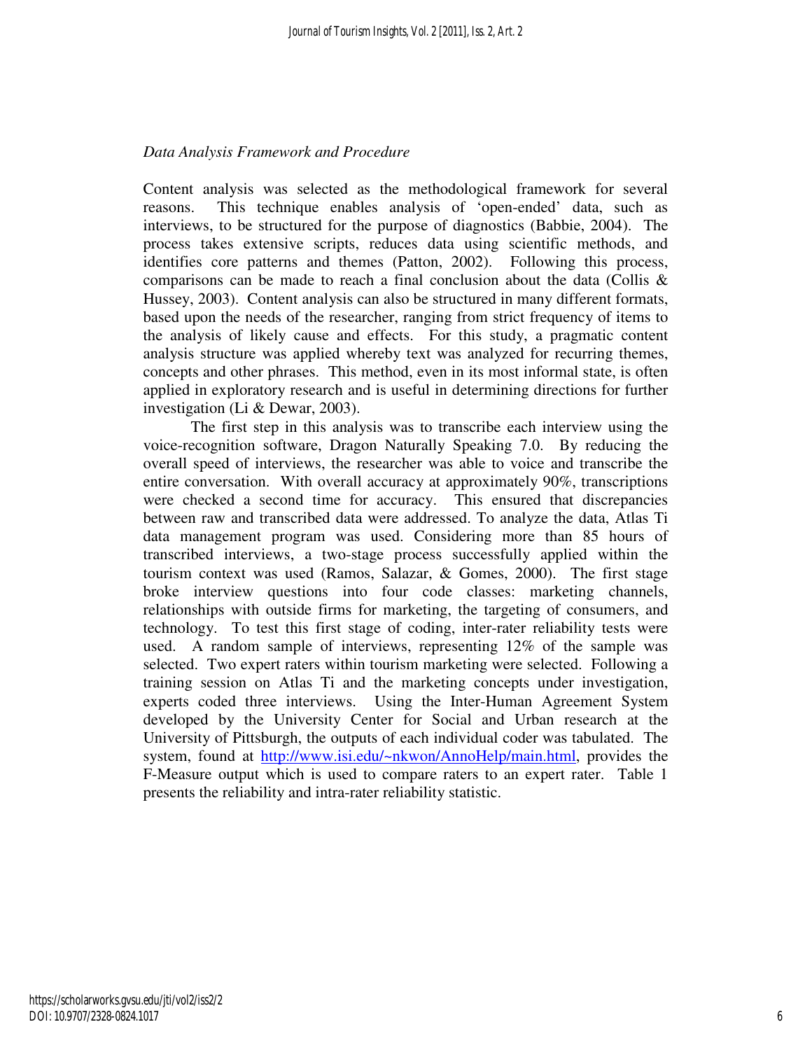*Data Analysis Framework and Procedure*

Content analysis was selected as the methodological framework for several reasons. This technique enables analysis of 'open-ended' data, such as interviews, to be structured for the purpose of diagnostics (Babbie, 2004). The process takes extensive scripts, reduces data using scientific methods, and identifies core patterns and themes (Patton, 2002). Following this process, comparisons can be made to reach a final conclusion about the data (Collis & Hussey, 2003). Content analysis can also be structured in many different formats, based upon the needs of the researcher, ranging from strict frequency of items to the analysis of likely cause and effects. For this study, a pragmatic content analysis structure was applied whereby text was analyzed for recurring themes, concepts and other phrases. This method, even in its most informal state, is often applied in exploratory research and is useful in determining directions for further investigation (Li & Dewar, 2003).

The first step in this analysis was to transcribe each interview using the voice-recognition software, Dragon Naturally Speaking 7.0. By reducing the overall speed of interviews, the researcher was able to voice and transcribe the entire conversation. With overall accuracy at approximately 90%, transcriptions were checked a second time for accuracy. This ensured that discrepancies between raw and transcribed data were addressed. To analyze the data, Atlas Ti data management program was used. Considering more than 85 hours of transcribed interviews, a two-stage process successfully applied within the tourism context was used (Ramos, Salazar, & Gomes, 2000). The first stage broke interview questions into four code classes: marketing channels, relationships with outside firms for marketing, the targeting of consumers, and technology. To test this first stage of coding, inter-rater reliability tests were used. A random sample of interviews, representing 12% of the sample was selected. Two expert raters within tourism marketing were selected. Following a training session on Atlas Ti and the marketing concepts under investigation, experts coded three interviews. Using the Inter-Human Agreement System developed by the University Center for Social and Urban research at the University of Pittsburgh, the outputs of each individual coder was tabulated. The system, found at http://www.isi.edu/~nkwon/AnnoHelp/main.html, provides the F-Measure output which is used to compare raters to an expert rater. Table 1 presents the reliability and intra-rater reliability statistic.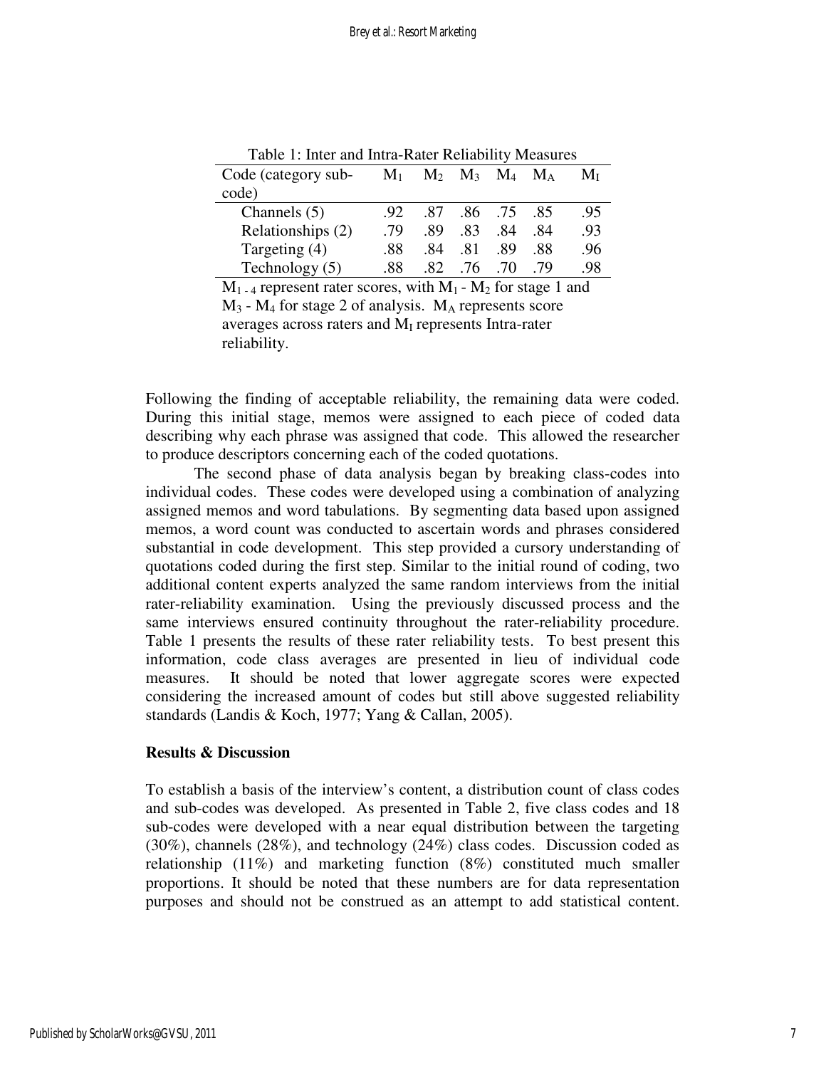Table 1: Inter and Intra-Rater Reliability Measures

| Code (category sub-code) | $M_1$ | $M_2$ | $M_3$ | $M_4$ | $M_A$ | $M_I$ |
|---|---|---|---|---|---|---|
| Channels (5) | .92 | .87 | .86 | .75 | .85 | .95 |
| Relationships (2) | .79 | .89 | .83 | .84 | .84 | .93 |
| Targeting (4) | .88 | .84 | .81 | .89 | .88 | .96 |
| Technology (5) | .88 | .82 | .76 | .70 | .79 | .98 |

$M_{1-4}$ represent rater scores, with $M_1$ - $M_2$ for stage 1 and $M_3$ - $M_4$ for stage 2 of analysis. $M_A$ represents score averages across raters and $M_I$ represents Intra-rater reliability.

Following the finding of acceptable reliability, the remaining data were coded. During this initial stage, memos were assigned to each piece of coded data describing why each phrase was assigned that code. This allowed the researcher to produce descriptors concerning each of the coded quotations.

The second phase of data analysis began by breaking class-codes into individual codes. These codes were developed using a combination of analyzing assigned memos and word tabulations. By segmenting data based upon assigned memos, a word count was conducted to ascertain words and phrases considered substantial in code development. This step provided a cursory understanding of quotations coded during the first step. Similar to the initial round of coding, two additional content experts analyzed the same random interviews from the initial rater-reliability examination. Using the previously discussed process and the same interviews ensured continuity throughout the rater-reliability procedure. Table 1 presents the results of these rater reliability tests. To best present this information, code class averages are presented in lieu of individual code measures. It should be noted that lower aggregate scores were expected considering the increased amount of codes but still above suggested reliability standards (Landis & Koch, 1977; Yang & Callan, 2005).

## Results & Discussion

To establish a basis of the interview's content, a distribution count of class codes and sub-codes was developed. As presented in Table 2, five class codes and 18 sub-codes were developed with a near equal distribution between the targeting (30%), channels (28%), and technology (24%) class codes. Discussion coded as relationship (11%) and marketing function (8%) constituted much smaller proportions. It should be noted that these numbers are for data representation purposes and should not be construed as an attempt to add statistical content.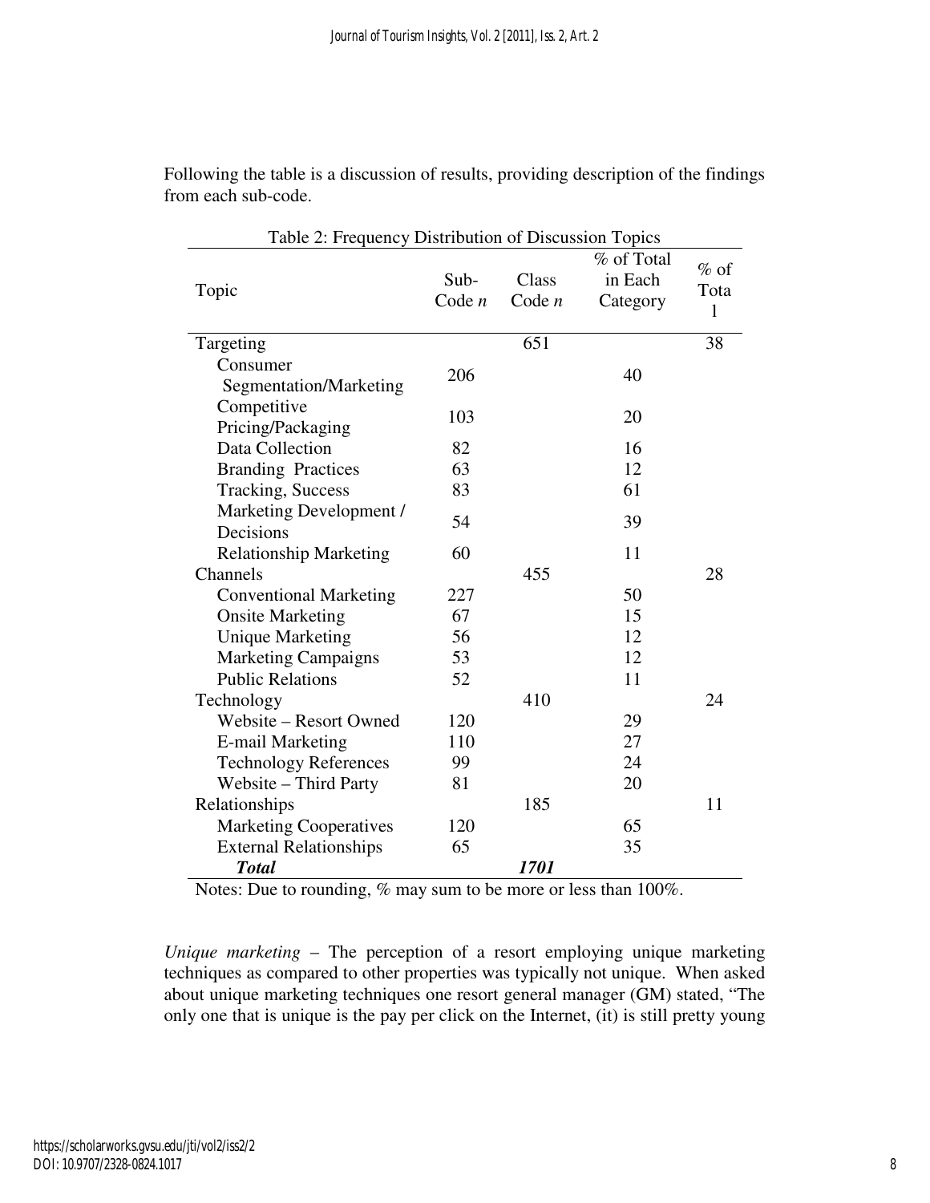Following the table is a discussion of results, providing description of the findings from each sub-code.

Table 2: Frequency Distribution of Discussion Topics

| Topic | Sub-Code *n* | Class Code *n* | % of Total in Each Category | % of Total |
|---|---|---|---|---|
| Targeting | | 651 | | 38 |
| Consumer Segmentation/Marketing | 206 | | 40 | |
| Competitive Pricing/Packaging | 103 | | 20 | |
| Data Collection | 82 | | 16 | |
| Branding Practices | 63 | | 12 | |
| Tracking, Success | 83 | | 61 | |
| Marketing Development / Decisions | 54 | | 39 | |
| Relationship Marketing | 60 | | 11 | |
| Channels | | 455 | | 28 |
| Conventional Marketing | 227 | | 50 | |
| Onsite Marketing | 67 | | 15 | |
| Unique Marketing | 56 | | 12 | |
| Marketing Campaigns | 53 | | 12 | |
| Public Relations | 52 | | 11 | |
| Technology | | 410 | | 24 |
| Website – Resort Owned | 120 | | 29 | |
| E-mail Marketing | 110 | | 27 | |
| Technology References | 99 | | 24 | |
| Website – Third Party | 81 | | 20 | |
| Relationships | | 185 | | 11 |
| Marketing Cooperatives | 120 | | 65 | |
| External Relationships | 65 | | 35 | |
| ***Total*** | | ***1701*** | | |

Notes: Due to rounding, % may sum to be more or less than 100%.

*Unique marketing* – The perception of a resort employing unique marketing techniques as compared to other properties was typically not unique. When asked about unique marketing techniques one resort general manager (GM) stated, "The only one that is unique is the pay per click on the Internet, (it) is still pretty young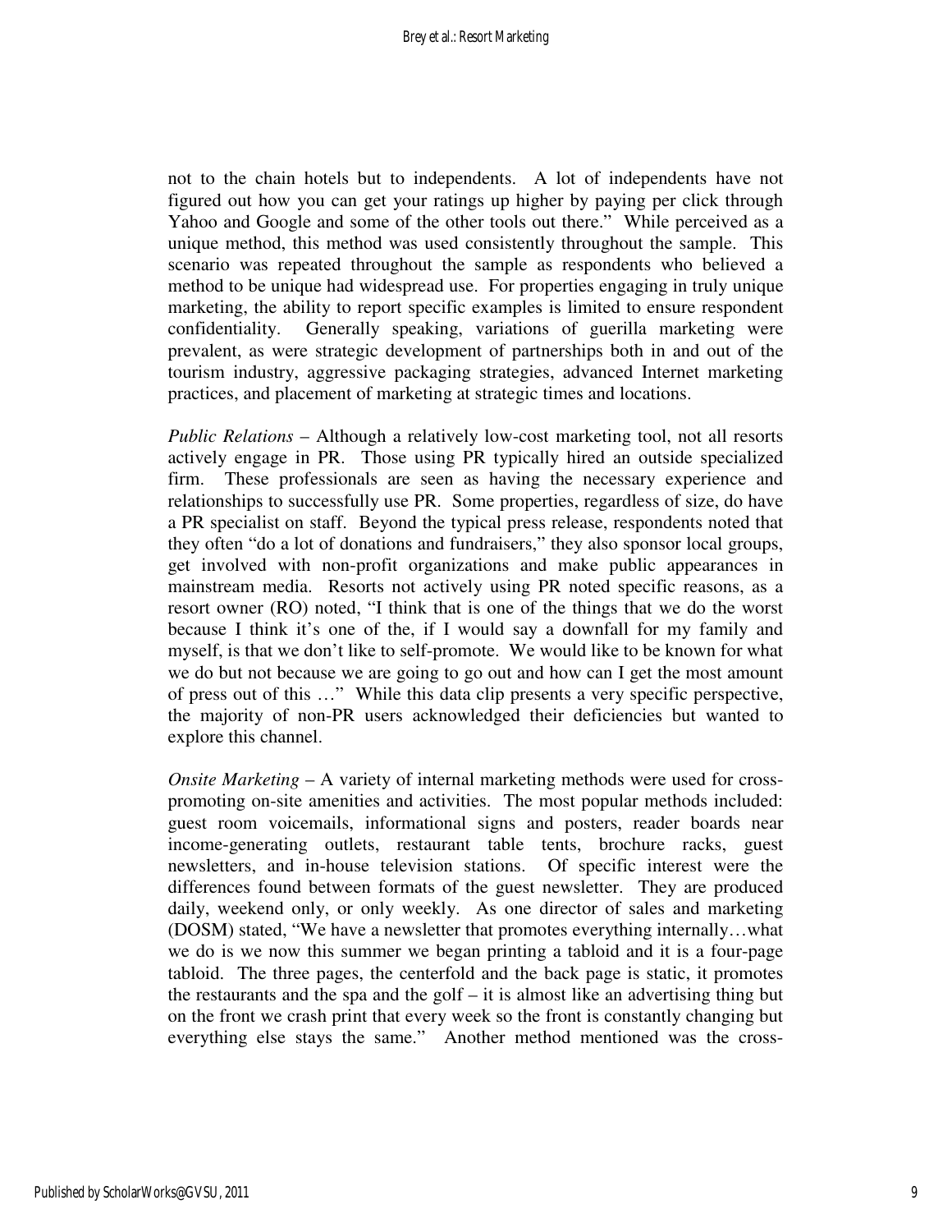not to the chain hotels but to independents. A lot of independents have not figured out how you can get your ratings up higher by paying per click through Yahoo and Google and some of the other tools out there." While perceived as a unique method, this method was used consistently throughout the sample. This scenario was repeated throughout the sample as respondents who believed a method to be unique had widespread use. For properties engaging in truly unique marketing, the ability to report specific examples is limited to ensure respondent confidentiality. Generally speaking, variations of guerilla marketing were prevalent, as were strategic development of partnerships both in and out of the tourism industry, aggressive packaging strategies, advanced Internet marketing practices, and placement of marketing at strategic times and locations.

*Public Relations* – Although a relatively low-cost marketing tool, not all resorts actively engage in PR. Those using PR typically hired an outside specialized firm. These professionals are seen as having the necessary experience and relationships to successfully use PR. Some properties, regardless of size, do have a PR specialist on staff. Beyond the typical press release, respondents noted that they often "do a lot of donations and fundraisers," they also sponsor local groups, get involved with non-profit organizations and make public appearances in mainstream media. Resorts not actively using PR noted specific reasons, as a resort owner (RO) noted, "I think that is one of the things that we do the worst because I think it's one of the, if I would say a downfall for my family and myself, is that we don't like to self-promote. We would like to be known for what we do but not because we are going to go out and how can I get the most amount of press out of this …" While this data clip presents a very specific perspective, the majority of non-PR users acknowledged their deficiencies but wanted to explore this channel.

*Onsite Marketing* – A variety of internal marketing methods were used for cross-promoting on-site amenities and activities. The most popular methods included: guest room voicemails, informational signs and posters, reader boards near income-generating outlets, restaurant table tents, brochure racks, guest newsletters, and in-house television stations. Of specific interest were the differences found between formats of the guest newsletter. They are produced daily, weekend only, or only weekly. As one director of sales and marketing (DOSM) stated, "We have a newsletter that promotes everything internally…what we do is we now this summer we began printing a tabloid and it is a four-page tabloid. The three pages, the centerfold and the back page is static, it promotes the restaurants and the spa and the golf – it is almost like an advertising thing but on the front we crash print that every week so the front is constantly changing but everything else stays the same." Another method mentioned was the cross-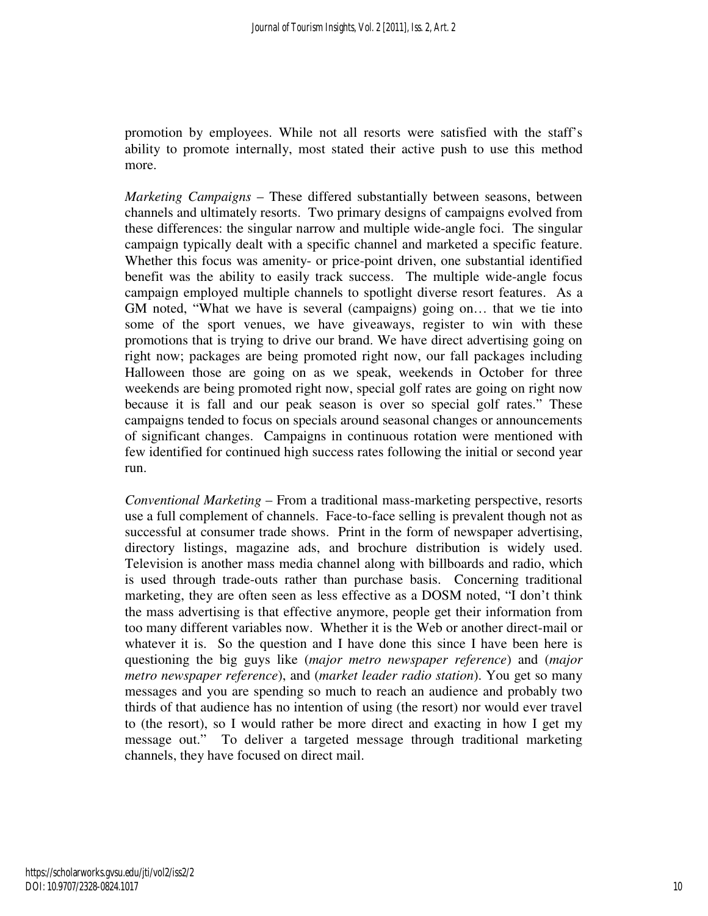promotion by employees. While not all resorts were satisfied with the staff's ability to promote internally, most stated their active push to use this method more.

*Marketing Campaigns* – These differed substantially between seasons, between channels and ultimately resorts. Two primary designs of campaigns evolved from these differences: the singular narrow and multiple wide-angle foci. The singular campaign typically dealt with a specific channel and marketed a specific feature. Whether this focus was amenity- or price-point driven, one substantial identified benefit was the ability to easily track success. The multiple wide-angle focus campaign employed multiple channels to spotlight diverse resort features. As a GM noted, "What we have is several (campaigns) going on… that we tie into some of the sport venues, we have giveaways, register to win with these promotions that is trying to drive our brand. We have direct advertising going on right now; packages are being promoted right now, our fall packages including Halloween those are going on as we speak, weekends in October for three weekends are being promoted right now, special golf rates are going on right now because it is fall and our peak season is over so special golf rates." These campaigns tended to focus on specials around seasonal changes or announcements of significant changes. Campaigns in continuous rotation were mentioned with few identified for continued high success rates following the initial or second year run.

*Conventional Marketing* – From a traditional mass-marketing perspective, resorts use a full complement of channels. Face-to-face selling is prevalent though not as successful at consumer trade shows. Print in the form of newspaper advertising, directory listings, magazine ads, and brochure distribution is widely used. Television is another mass media channel along with billboards and radio, which is used through trade-outs rather than purchase basis. Concerning traditional marketing, they are often seen as less effective as a DOSM noted, "I don't think the mass advertising is that effective anymore, people get their information from too many different variables now. Whether it is the Web or another direct-mail or whatever it is. So the question and I have done this since I have been here is questioning the big guys like (*major metro newspaper reference*) and (*major metro newspaper reference*), and (*market leader radio station*). You get so many messages and you are spending so much to reach an audience and probably two thirds of that audience has no intention of using (the resort) nor would ever travel to (the resort), so I would rather be more direct and exacting in how I get my message out." To deliver a targeted message through traditional marketing channels, they have focused on direct mail.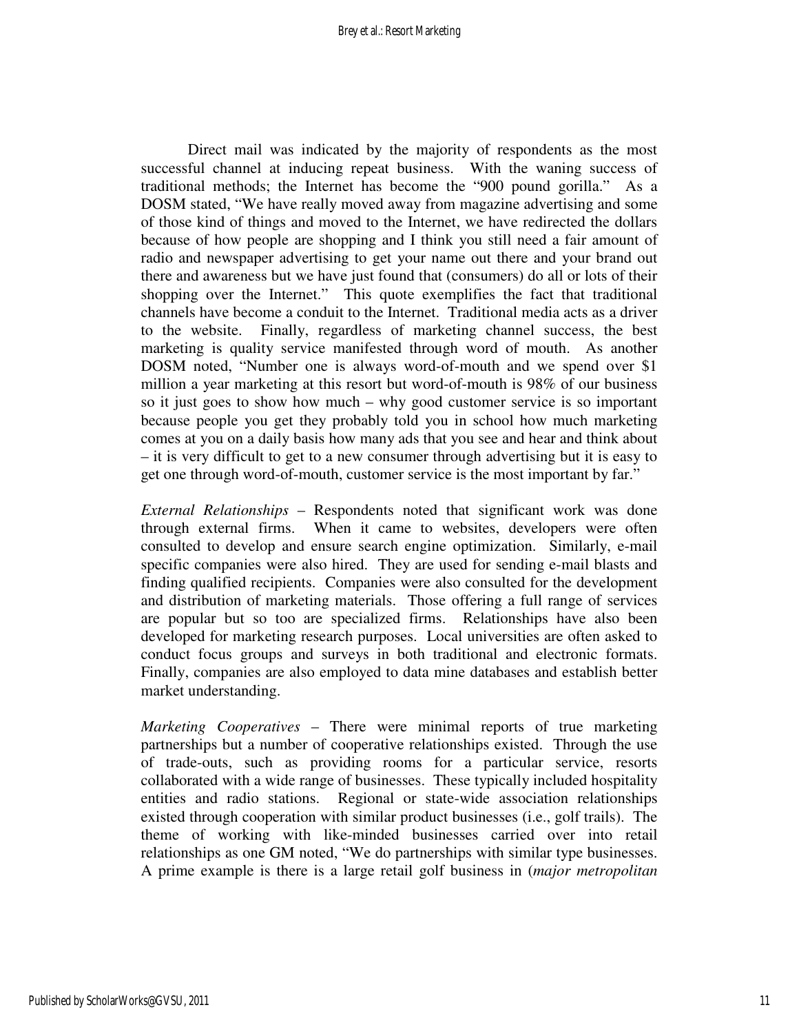Direct mail was indicated by the majority of respondents as the most successful channel at inducing repeat business. With the waning success of traditional methods; the Internet has become the "900 pound gorilla." As a DOSM stated, "We have really moved away from magazine advertising and some of those kind of things and moved to the Internet, we have redirected the dollars because of how people are shopping and I think you still need a fair amount of radio and newspaper advertising to get your name out there and your brand out there and awareness but we have just found that (consumers) do all or lots of their shopping over the Internet." This quote exemplifies the fact that traditional channels have become a conduit to the Internet. Traditional media acts as a driver to the website. Finally, regardless of marketing channel success, the best marketing is quality service manifested through word of mouth. As another DOSM noted, "Number one is always word-of-mouth and we spend over $1 million a year marketing at this resort but word-of-mouth is 98% of our business so it just goes to show how much – why good customer service is so important because people you get they probably told you in school how much marketing comes at you on a daily basis how many ads that you see and hear and think about – it is very difficult to get to a new consumer through advertising but it is easy to get one through word-of-mouth, customer service is the most important by far."

*External Relationships* – Respondents noted that significant work was done through external firms. When it came to websites, developers were often consulted to develop and ensure search engine optimization. Similarly, e-mail specific companies were also hired. They are used for sending e-mail blasts and finding qualified recipients. Companies were also consulted for the development and distribution of marketing materials. Those offering a full range of services are popular but so too are specialized firms. Relationships have also been developed for marketing research purposes. Local universities are often asked to conduct focus groups and surveys in both traditional and electronic formats. Finally, companies are also employed to data mine databases and establish better market understanding.

*Marketing Cooperatives* – There were minimal reports of true marketing partnerships but a number of cooperative relationships existed. Through the use of trade-outs, such as providing rooms for a particular service, resorts collaborated with a wide range of businesses. These typically included hospitality entities and radio stations. Regional or state-wide association relationships existed through cooperation with similar product businesses (i.e., golf trails). The theme of working with like-minded businesses carried over into retail relationships as one GM noted, "We do partnerships with similar type businesses. A prime example is there is a large retail golf business in (*major metropolitan*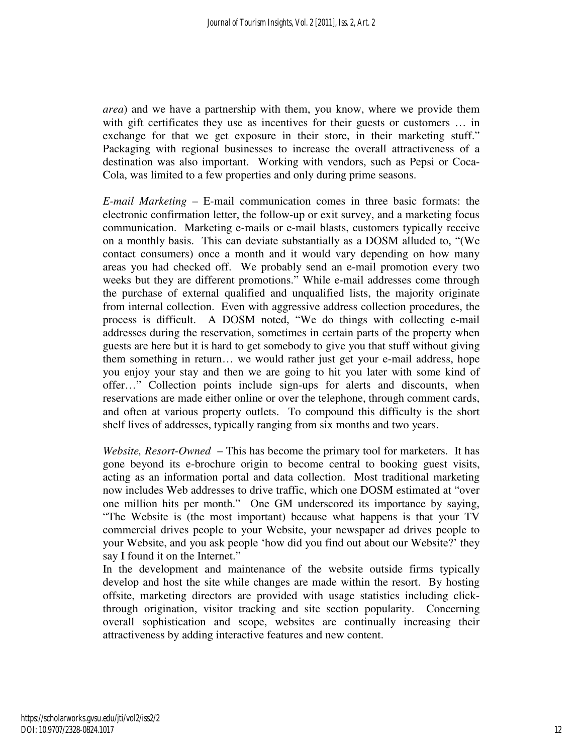*area*) and we have a partnership with them, you know, where we provide them with gift certificates they use as incentives for their guests or customers … in exchange for that we get exposure in their store, in their marketing stuff." Packaging with regional businesses to increase the overall attractiveness of a destination was also important. Working with vendors, such as Pepsi or Coca-Cola, was limited to a few properties and only during prime seasons.

*E-mail Marketing* – E-mail communication comes in three basic formats: the electronic confirmation letter, the follow-up or exit survey, and a marketing focus communication. Marketing e-mails or e-mail blasts, customers typically receive on a monthly basis. This can deviate substantially as a DOSM alluded to, "(We contact consumers) once a month and it would vary depending on how many areas you had checked off. We probably send an e-mail promotion every two weeks but they are different promotions." While e-mail addresses come through the purchase of external qualified and unqualified lists, the majority originate from internal collection. Even with aggressive address collection procedures, the process is difficult. A DOSM noted, "We do things with collecting e-mail addresses during the reservation, sometimes in certain parts of the property when guests are here but it is hard to get somebody to give you that stuff without giving them something in return… we would rather just get your e-mail address, hope you enjoy your stay and then we are going to hit you later with some kind of offer…" Collection points include sign-ups for alerts and discounts, when reservations are made either online or over the telephone, through comment cards, and often at various property outlets. To compound this difficulty is the short shelf lives of addresses, typically ranging from six months and two years.

*Website, Resort-Owned* – This has become the primary tool for marketers. It has gone beyond its e-brochure origin to become central to booking guest visits, acting as an information portal and data collection. Most traditional marketing now includes Web addresses to drive traffic, which one DOSM estimated at "over one million hits per month." One GM underscored its importance by saying, "The Website is (the most important) because what happens is that your TV commercial drives people to your Website, your newspaper ad drives people to your Website, and you ask people 'how did you find out about our Website?' they say I found it on the Internet."

In the development and maintenance of the website outside firms typically develop and host the site while changes are made within the resort. By hosting offsite, marketing directors are provided with usage statistics including click-through origination, visitor tracking and site section popularity. Concerning overall sophistication and scope, websites are continually increasing their attractiveness by adding interactive features and new content.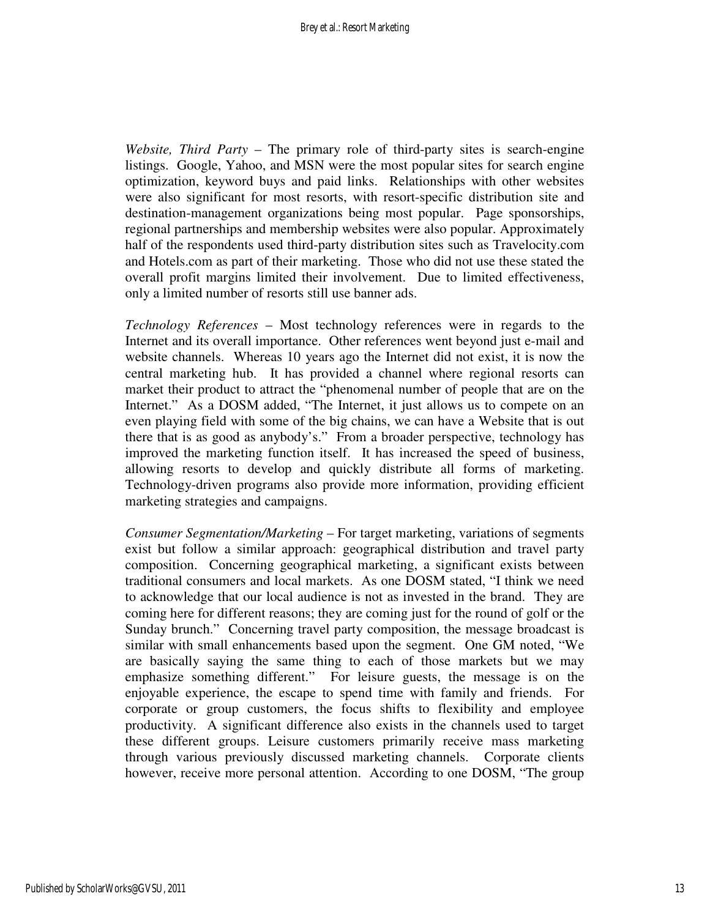*Website, Third Party* – The primary role of third-party sites is search-engine listings. Google, Yahoo, and MSN were the most popular sites for search engine optimization, keyword buys and paid links. Relationships with other websites were also significant for most resorts, with resort-specific distribution site and destination-management organizations being most popular. Page sponsorships, regional partnerships and membership websites were also popular. Approximately half of the respondents used third-party distribution sites such as Travelocity.com and Hotels.com as part of their marketing. Those who did not use these stated the overall profit margins limited their involvement. Due to limited effectiveness, only a limited number of resorts still use banner ads.

*Technology References* – Most technology references were in regards to the Internet and its overall importance. Other references went beyond just e-mail and website channels. Whereas 10 years ago the Internet did not exist, it is now the central marketing hub. It has provided a channel where regional resorts can market their product to attract the "phenomenal number of people that are on the Internet." As a DOSM added, "The Internet, it just allows us to compete on an even playing field with some of the big chains, we can have a Website that is out there that is as good as anybody's." From a broader perspective, technology has improved the marketing function itself. It has increased the speed of business, allowing resorts to develop and quickly distribute all forms of marketing. Technology-driven programs also provide more information, providing efficient marketing strategies and campaigns.

*Consumer Segmentation/Marketing* – For target marketing, variations of segments exist but follow a similar approach: geographical distribution and travel party composition. Concerning geographical marketing, a significant exists between traditional consumers and local markets. As one DOSM stated, "I think we need to acknowledge that our local audience is not as invested in the brand. They are coming here for different reasons; they are coming just for the round of golf or the Sunday brunch." Concerning travel party composition, the message broadcast is similar with small enhancements based upon the segment. One GM noted, "We are basically saying the same thing to each of those markets but we may emphasize something different." For leisure guests, the message is on the enjoyable experience, the escape to spend time with family and friends. For corporate or group customers, the focus shifts to flexibility and employee productivity. A significant difference also exists in the channels used to target these different groups. Leisure customers primarily receive mass marketing through various previously discussed marketing channels. Corporate clients however, receive more personal attention. According to one DOSM, "The group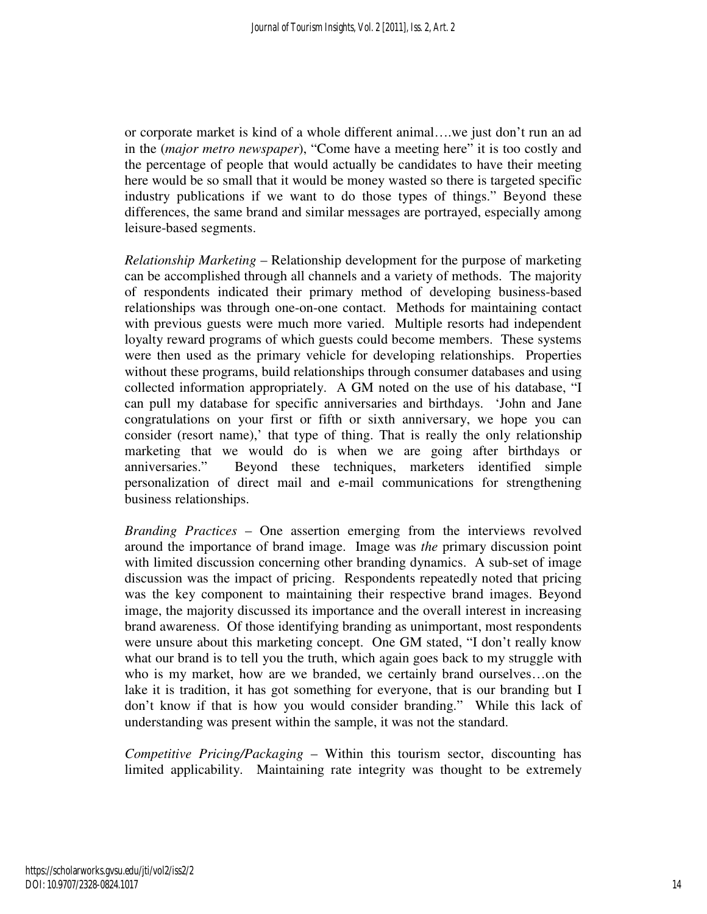or corporate market is kind of a whole different animal….we just don't run an ad in the (*major metro newspaper*), "Come have a meeting here" it is too costly and the percentage of people that would actually be candidates to have their meeting here would be so small that it would be money wasted so there is targeted specific industry publications if we want to do those types of things." Beyond these differences, the same brand and similar messages are portrayed, especially among leisure-based segments.

*Relationship Marketing* – Relationship development for the purpose of marketing can be accomplished through all channels and a variety of methods. The majority of respondents indicated their primary method of developing business-based relationships was through one-on-one contact. Methods for maintaining contact with previous guests were much more varied. Multiple resorts had independent loyalty reward programs of which guests could become members. These systems were then used as the primary vehicle for developing relationships. Properties without these programs, build relationships through consumer databases and using collected information appropriately. A GM noted on the use of his database, "I can pull my database for specific anniversaries and birthdays. 'John and Jane congratulations on your first or fifth or sixth anniversary, we hope you can consider (resort name),' that type of thing. That is really the only relationship marketing that we would do is when we are going after birthdays or anniversaries." Beyond these techniques, marketers identified simple personalization of direct mail and e-mail communications for strengthening business relationships.

*Branding Practices* – One assertion emerging from the interviews revolved around the importance of brand image. Image was *the* primary discussion point with limited discussion concerning other branding dynamics. A sub-set of image discussion was the impact of pricing. Respondents repeatedly noted that pricing was the key component to maintaining their respective brand images. Beyond image, the majority discussed its importance and the overall interest in increasing brand awareness. Of those identifying branding as unimportant, most respondents were unsure about this marketing concept. One GM stated, "I don't really know what our brand is to tell you the truth, which again goes back to my struggle with who is my market, how are we branded, we certainly brand ourselves…on the lake it is tradition, it has got something for everyone, that is our branding but I don't know if that is how you would consider branding." While this lack of understanding was present within the sample, it was not the standard.

*Competitive Pricing/Packaging* – Within this tourism sector, discounting has limited applicability. Maintaining rate integrity was thought to be extremely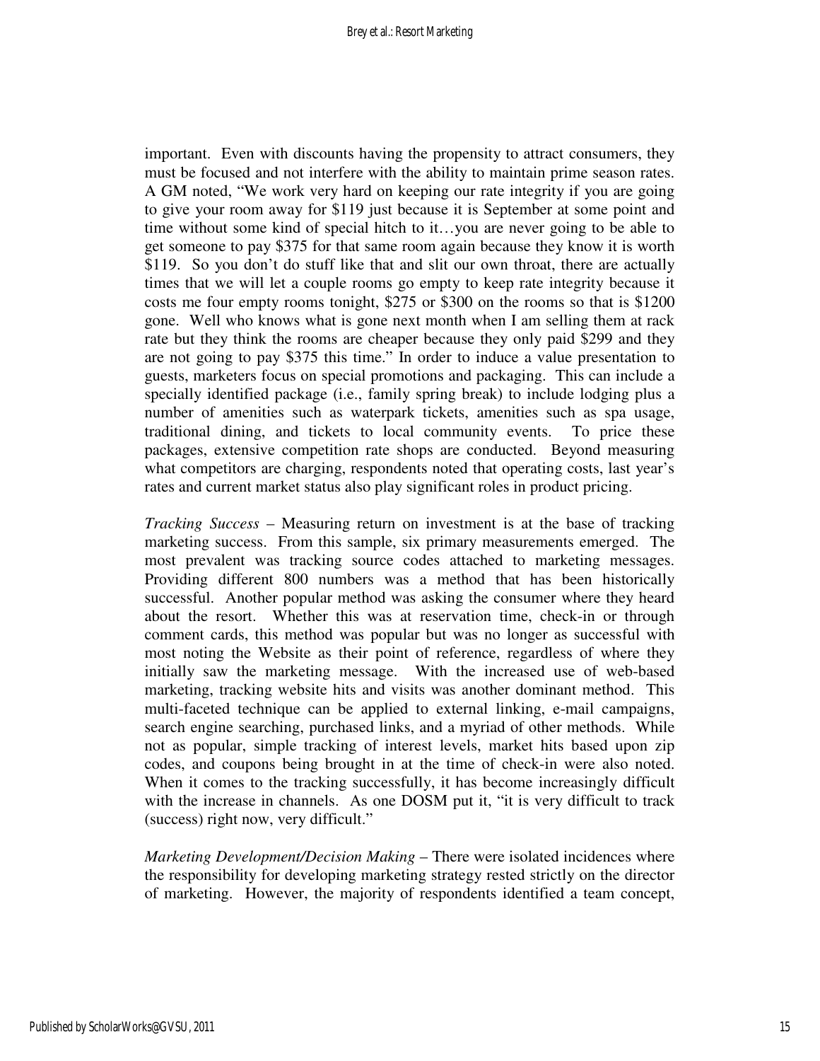important. Even with discounts having the propensity to attract consumers, they must be focused and not interfere with the ability to maintain prime season rates. A GM noted, "We work very hard on keeping our rate integrity if you are going to give your room away for $119 just because it is September at some point and time without some kind of special hitch to it…you are never going to be able to get someone to pay $375 for that same room again because they know it is worth $119. So you don't do stuff like that and slit our own throat, there are actually times that we will let a couple rooms go empty to keep rate integrity because it costs me four empty rooms tonight, $275 or $300 on the rooms so that is $1200 gone. Well who knows what is gone next month when I am selling them at rack rate but they think the rooms are cheaper because they only paid $299 and they are not going to pay $375 this time." In order to induce a value presentation to guests, marketers focus on special promotions and packaging. This can include a specially identified package (i.e., family spring break) to include lodging plus a number of amenities such as waterpark tickets, amenities such as spa usage, traditional dining, and tickets to local community events. To price these packages, extensive competition rate shops are conducted. Beyond measuring what competitors are charging, respondents noted that operating costs, last year's rates and current market status also play significant roles in product pricing.

*Tracking Success* – Measuring return on investment is at the base of tracking marketing success. From this sample, six primary measurements emerged. The most prevalent was tracking source codes attached to marketing messages. Providing different 800 numbers was a method that has been historically successful. Another popular method was asking the consumer where they heard about the resort. Whether this was at reservation time, check-in or through comment cards, this method was popular but was no longer as successful with most noting the Website as their point of reference, regardless of where they initially saw the marketing message. With the increased use of web-based marketing, tracking website hits and visits was another dominant method. This multi-faceted technique can be applied to external linking, e-mail campaigns, search engine searching, purchased links, and a myriad of other methods. While not as popular, simple tracking of interest levels, market hits based upon zip codes, and coupons being brought in at the time of check-in were also noted. When it comes to the tracking successfully, it has become increasingly difficult with the increase in channels. As one DOSM put it, "it is very difficult to track (success) right now, very difficult."

*Marketing Development/Decision Making* – There were isolated incidences where the responsibility for developing marketing strategy rested strictly on the director of marketing. However, the majority of respondents identified a team concept,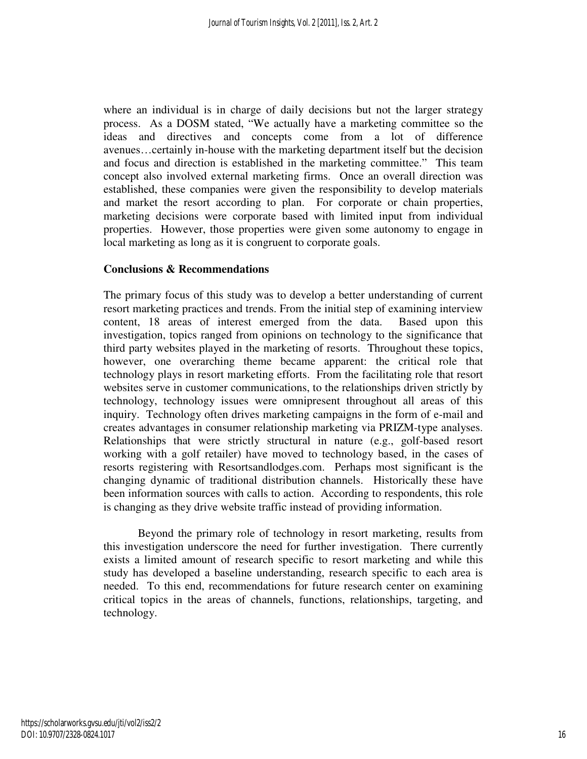where an individual is in charge of daily decisions but not the larger strategy process. As a DOSM stated, "We actually have a marketing committee so the ideas and directives and concepts come from a lot of difference avenues…certainly in-house with the marketing department itself but the decision and focus and direction is established in the marketing committee." This team concept also involved external marketing firms. Once an overall direction was established, these companies were given the responsibility to develop materials and market the resort according to plan. For corporate or chain properties, marketing decisions were corporate based with limited input from individual properties. However, those properties were given some autonomy to engage in local marketing as long as it is congruent to corporate goals.

## Conclusions & Recommendations

The primary focus of this study was to develop a better understanding of current resort marketing practices and trends. From the initial step of examining interview content, 18 areas of interest emerged from the data. Based upon this investigation, topics ranged from opinions on technology to the significance that third party websites played in the marketing of resorts. Throughout these topics, however, one overarching theme became apparent: the critical role that technology plays in resort marketing efforts. From the facilitating role that resort websites serve in customer communications, to the relationships driven strictly by technology, technology issues were omnipresent throughout all areas of this inquiry. Technology often drives marketing campaigns in the form of e-mail and creates advantages in consumer relationship marketing via PRIZM-type analyses. Relationships that were strictly structural in nature (e.g., golf-based resort working with a golf retailer) have moved to technology based, in the cases of resorts registering with Resortsandlodges.com. Perhaps most significant is the changing dynamic of traditional distribution channels. Historically these have been information sources with calls to action. According to respondents, this role is changing as they drive website traffic instead of providing information.

Beyond the primary role of technology in resort marketing, results from this investigation underscore the need for further investigation. There currently exists a limited amount of research specific to resort marketing and while this study has developed a baseline understanding, research specific to each area is needed. To this end, recommendations for future research center on examining critical topics in the areas of channels, functions, relationships, targeting, and technology.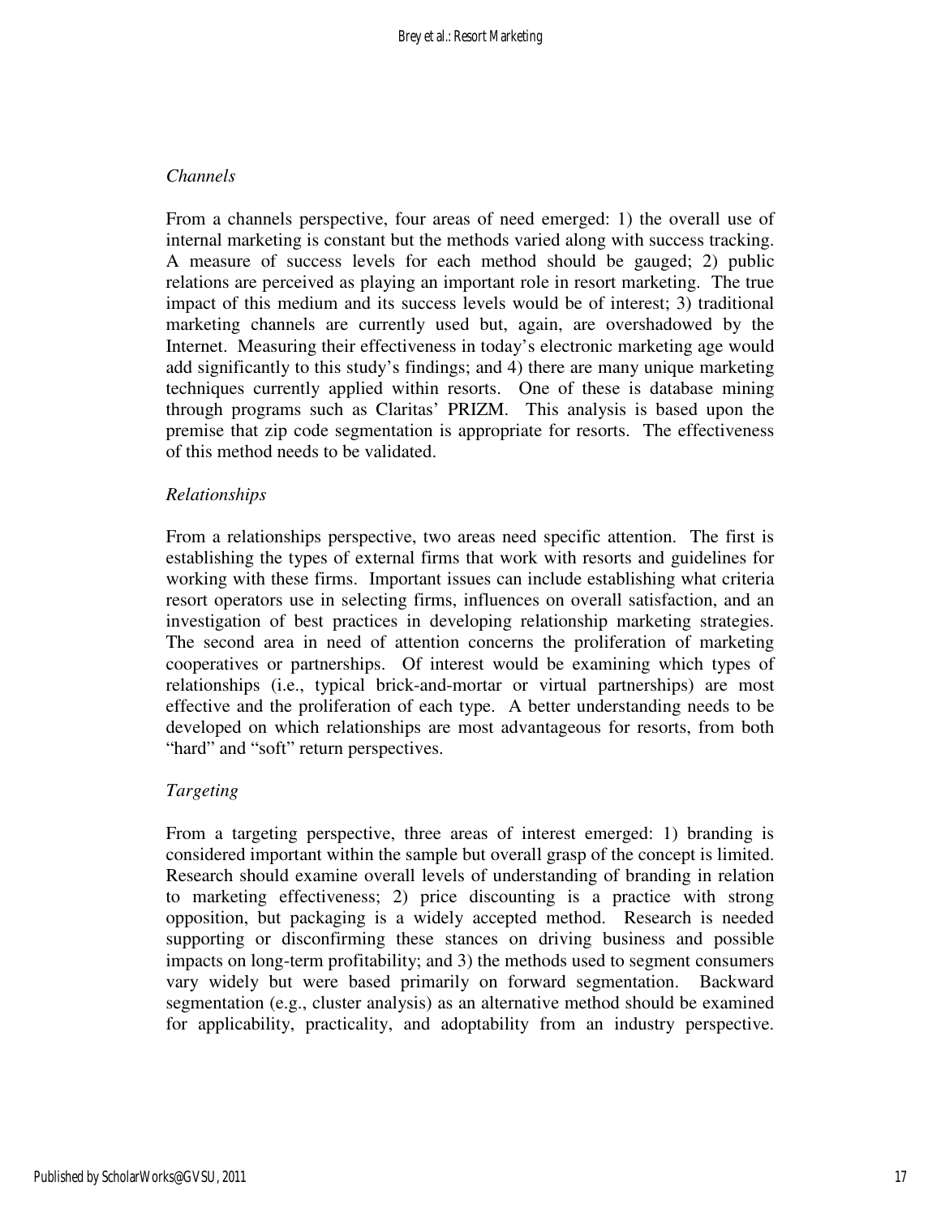*Channels*

From a channels perspective, four areas of need emerged: 1) the overall use of internal marketing is constant but the methods varied along with success tracking. A measure of success levels for each method should be gauged; 2) public relations are perceived as playing an important role in resort marketing. The true impact of this medium and its success levels would be of interest; 3) traditional marketing channels are currently used but, again, are overshadowed by the Internet. Measuring their effectiveness in today's electronic marketing age would add significantly to this study's findings; and 4) there are many unique marketing techniques currently applied within resorts. One of these is database mining through programs such as Claritas' PRIZM. This analysis is based upon the premise that zip code segmentation is appropriate for resorts. The effectiveness of this method needs to be validated.

*Relationships*

From a relationships perspective, two areas need specific attention. The first is establishing the types of external firms that work with resorts and guidelines for working with these firms. Important issues can include establishing what criteria resort operators use in selecting firms, influences on overall satisfaction, and an investigation of best practices in developing relationship marketing strategies. The second area in need of attention concerns the proliferation of marketing cooperatives or partnerships. Of interest would be examining which types of relationships (i.e., typical brick-and-mortar or virtual partnerships) are most effective and the proliferation of each type. A better understanding needs to be developed on which relationships are most advantageous for resorts, from both "hard" and "soft" return perspectives.

*Targeting*

From a targeting perspective, three areas of interest emerged: 1) branding is considered important within the sample but overall grasp of the concept is limited. Research should examine overall levels of understanding of branding in relation to marketing effectiveness; 2) price discounting is a practice with strong opposition, but packaging is a widely accepted method. Research is needed supporting or disconfirming these stances on driving business and possible impacts on long-term profitability; and 3) the methods used to segment consumers vary widely but were based primarily on forward segmentation. Backward segmentation (e.g., cluster analysis) as an alternative method should be examined for applicability, practicality, and adoptability from an industry perspective.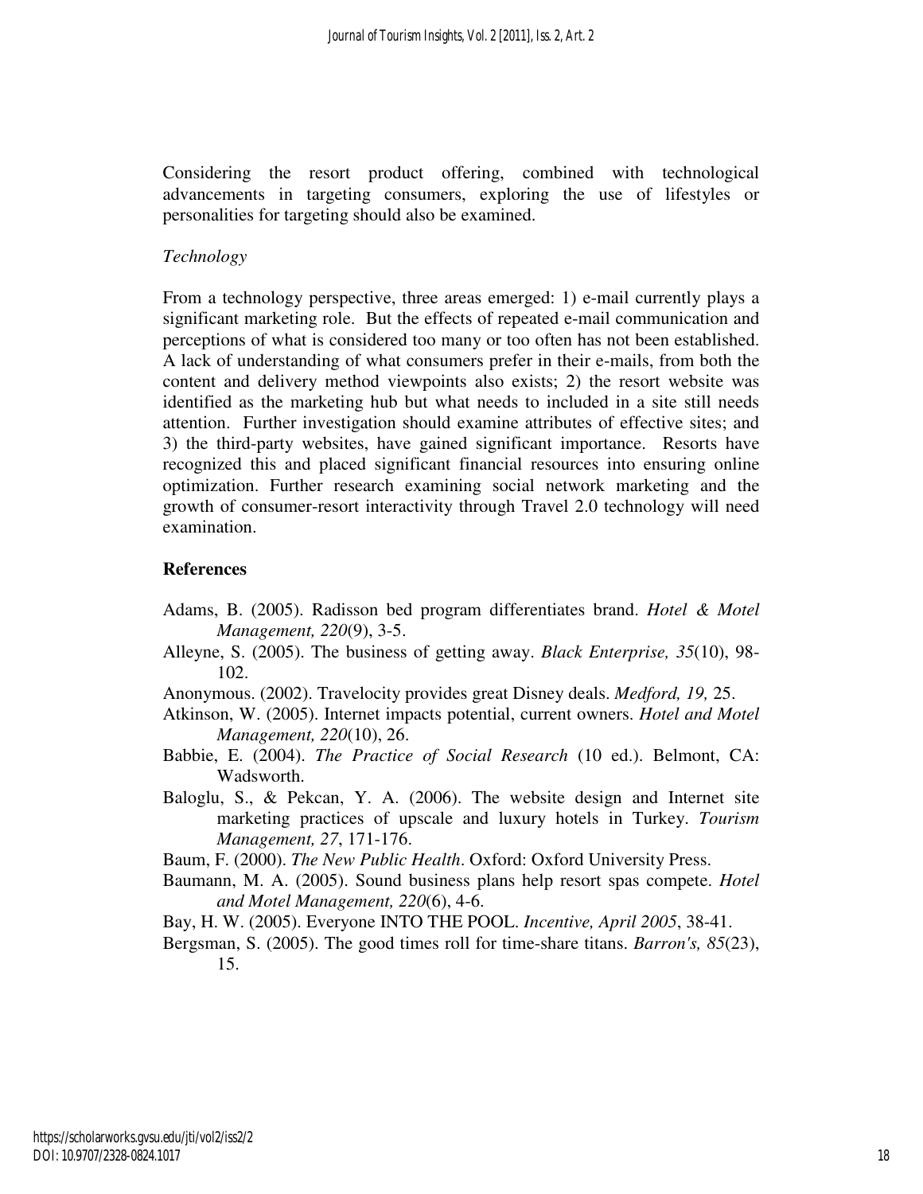Considering the resort product offering, combined with technological advancements in targeting consumers, exploring the use of lifestyles or personalities for targeting should also be examined.

*Technology*

From a technology perspective, three areas emerged: 1) e-mail currently plays a significant marketing role. But the effects of repeated e-mail communication and perceptions of what is considered too many or too often has not been established. A lack of understanding of what consumers prefer in their e-mails, from both the content and delivery method viewpoints also exists; 2) the resort website was identified as the marketing hub but what needs to included in a site still needs attention. Further investigation should examine attributes of effective sites; and 3) the third-party websites, have gained significant importance. Resorts have recognized this and placed significant financial resources into ensuring online optimization. Further research examining social network marketing and the growth of consumer-resort interactivity through Travel 2.0 technology will need examination.

## References

Adams, B. (2005). Radisson bed program differentiates brand. *Hotel & Motel Management, 220*(9), 3-5.

Alleyne, S. (2005). The business of getting away. *Black Enterprise, 35*(10), 98-102.

Anonymous. (2002). Travelocity provides great Disney deals. *Medford, 19,* 25.

Atkinson, W. (2005). Internet impacts potential, current owners. *Hotel and Motel Management, 220*(10), 26.

Babbie, E. (2004). *The Practice of Social Research* (10 ed.). Belmont, CA: Wadsworth.

Baloglu, S., & Pekcan, Y. A. (2006). The website design and Internet site marketing practices of upscale and luxury hotels in Turkey. *Tourism Management, 27*, 171-176.

Baum, F. (2000). *The New Public Health*. Oxford: Oxford University Press.

Baumann, M. A. (2005). Sound business plans help resort spas compete. *Hotel and Motel Management, 220*(6), 4-6.

Bay, H. W. (2005). Everyone INTO THE POOL. *Incentive, April 2005*, 38-41.

Bergsman, S. (2005). The good times roll for time-share titans. *Barron's, 85*(23), 15.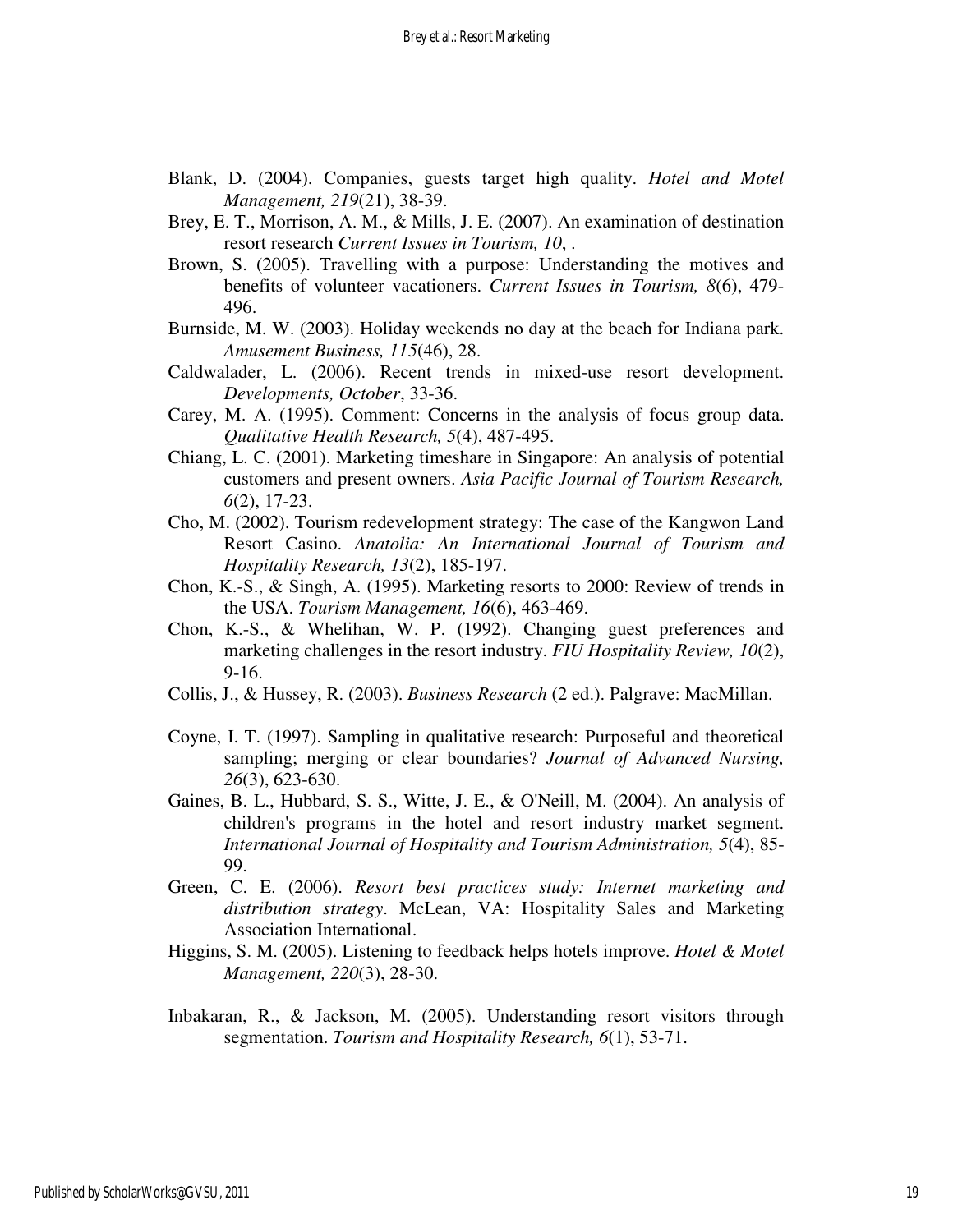Blank, D. (2004). Companies, guests target high quality. *Hotel and Motel Management, 219*(21), 38-39.

Brey, E. T., Morrison, A. M., & Mills, J. E. (2007). An examination of destination resort research *Current Issues in Tourism, 10*, .

Brown, S. (2005). Travelling with a purpose: Understanding the motives and benefits of volunteer vacationers. *Current Issues in Tourism, 8*(6), 479-496.

Burnside, M. W. (2003). Holiday weekends no day at the beach for Indiana park. *Amusement Business, 115*(46), 28.

Caldwalader, L. (2006). Recent trends in mixed-use resort development. *Developments, October*, 33-36.

Carey, M. A. (1995). Comment: Concerns in the analysis of focus group data. *Qualitative Health Research, 5*(4), 487-495.

Chiang, L. C. (2001). Marketing timeshare in Singapore: An analysis of potential customers and present owners. *Asia Pacific Journal of Tourism Research, 6*(2), 17-23.

Cho, M. (2002). Tourism redevelopment strategy: The case of the Kangwon Land Resort Casino. *Anatolia: An International Journal of Tourism and Hospitality Research, 13*(2), 185-197.

Chon, K.-S., & Singh, A. (1995). Marketing resorts to 2000: Review of trends in the USA. *Tourism Management, 16*(6), 463-469.

Chon, K.-S., & Whelihan, W. P. (1992). Changing guest preferences and marketing challenges in the resort industry. *FIU Hospitality Review, 10*(2), 9-16.

Collis, J., & Hussey, R. (2003). *Business Research* (2 ed.). Palgrave: MacMillan.

Coyne, I. T. (1997). Sampling in qualitative research: Purposeful and theoretical sampling; merging or clear boundaries? *Journal of Advanced Nursing, 26*(3), 623-630.

Gaines, B. L., Hubbard, S. S., Witte, J. E., & O'Neill, M. (2004). An analysis of children's programs in the hotel and resort industry market segment. *International Journal of Hospitality and Tourism Administration, 5*(4), 85-99.

Green, C. E. (2006). *Resort best practices study: Internet marketing and distribution strategy*. McLean, VA: Hospitality Sales and Marketing Association International.

Higgins, S. M. (2005). Listening to feedback helps hotels improve. *Hotel & Motel Management, 220*(3), 28-30.

Inbakaran, R., & Jackson, M. (2005). Understanding resort visitors through segmentation. *Tourism and Hospitality Research, 6*(1), 53-71.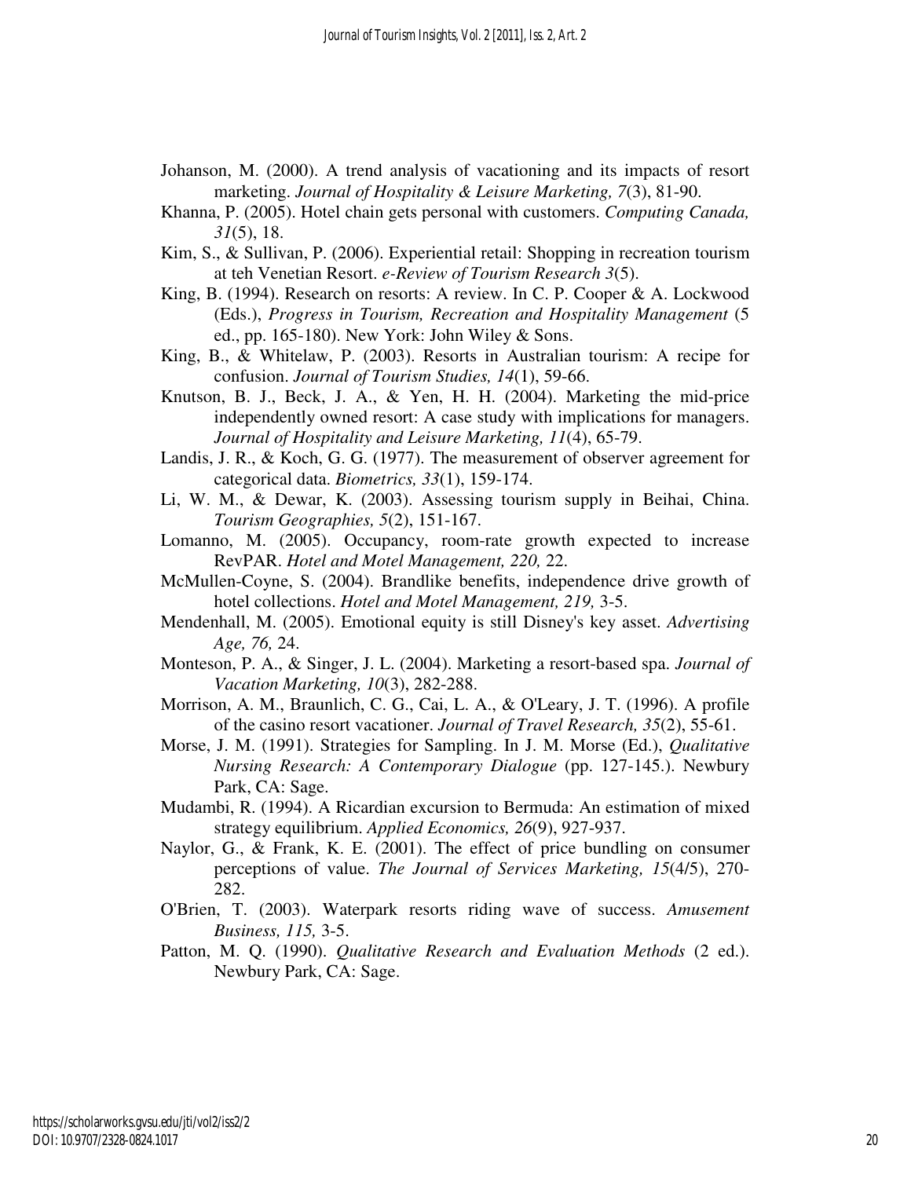Johanson, M. (2000). A trend analysis of vacationing and its impacts of resort marketing. *Journal of Hospitality & Leisure Marketing, 7*(3), 81-90.

Khanna, P. (2005). Hotel chain gets personal with customers. *Computing Canada, 31*(5), 18.

Kim, S., & Sullivan, P. (2006). Experiential retail: Shopping in recreation tourism at teh Venetian Resort. *e-Review of Tourism Research 3*(5).

King, B. (1994). Research on resorts: A review. In C. P. Cooper & A. Lockwood (Eds.), *Progress in Tourism, Recreation and Hospitality Management* (5 ed., pp. 165-180). New York: John Wiley & Sons.

King, B., & Whitelaw, P. (2003). Resorts in Australian tourism: A recipe for confusion. *Journal of Tourism Studies, 14*(1), 59-66.

Knutson, B. J., Beck, J. A., & Yen, H. H. (2004). Marketing the mid-price independently owned resort: A case study with implications for managers. *Journal of Hospitality and Leisure Marketing, 11*(4), 65-79.

Landis, J. R., & Koch, G. G. (1977). The measurement of observer agreement for categorical data. *Biometrics, 33*(1), 159-174.

Li, W. M., & Dewar, K. (2003). Assessing tourism supply in Beihai, China. *Tourism Geographies, 5*(2), 151-167.

Lomanno, M. (2005). Occupancy, room-rate growth expected to increase RevPAR. *Hotel and Motel Management, 220,* 22.

McMullen-Coyne, S. (2004). Brandlike benefits, independence drive growth of hotel collections. *Hotel and Motel Management, 219,* 3-5.

Mendenhall, M. (2005). Emotional equity is still Disney's key asset. *Advertising Age, 76,* 24.

Monteson, P. A., & Singer, J. L. (2004). Marketing a resort-based spa. *Journal of Vacation Marketing, 10*(3), 282-288.

Morrison, A. M., Braunlich, C. G., Cai, L. A., & O'Leary, J. T. (1996). A profile of the casino resort vacationer. *Journal of Travel Research, 35*(2), 55-61.

Morse, J. M. (1991). Strategies for Sampling. In J. M. Morse (Ed.), *Qualitative Nursing Research: A Contemporary Dialogue* (pp. 127-145.). Newbury Park, CA: Sage.

Mudambi, R. (1994). A Ricardian excursion to Bermuda: An estimation of mixed strategy equilibrium. *Applied Economics, 26*(9), 927-937.

Naylor, G., & Frank, K. E. (2001). The effect of price bundling on consumer perceptions of value. *The Journal of Services Marketing, 15*(4/5), 270-282.

O'Brien, T. (2003). Waterpark resorts riding wave of success. *Amusement Business, 115,* 3-5.

Patton, M. Q. (1990). *Qualitative Research and Evaluation Methods* (2 ed.). Newbury Park, CA: Sage.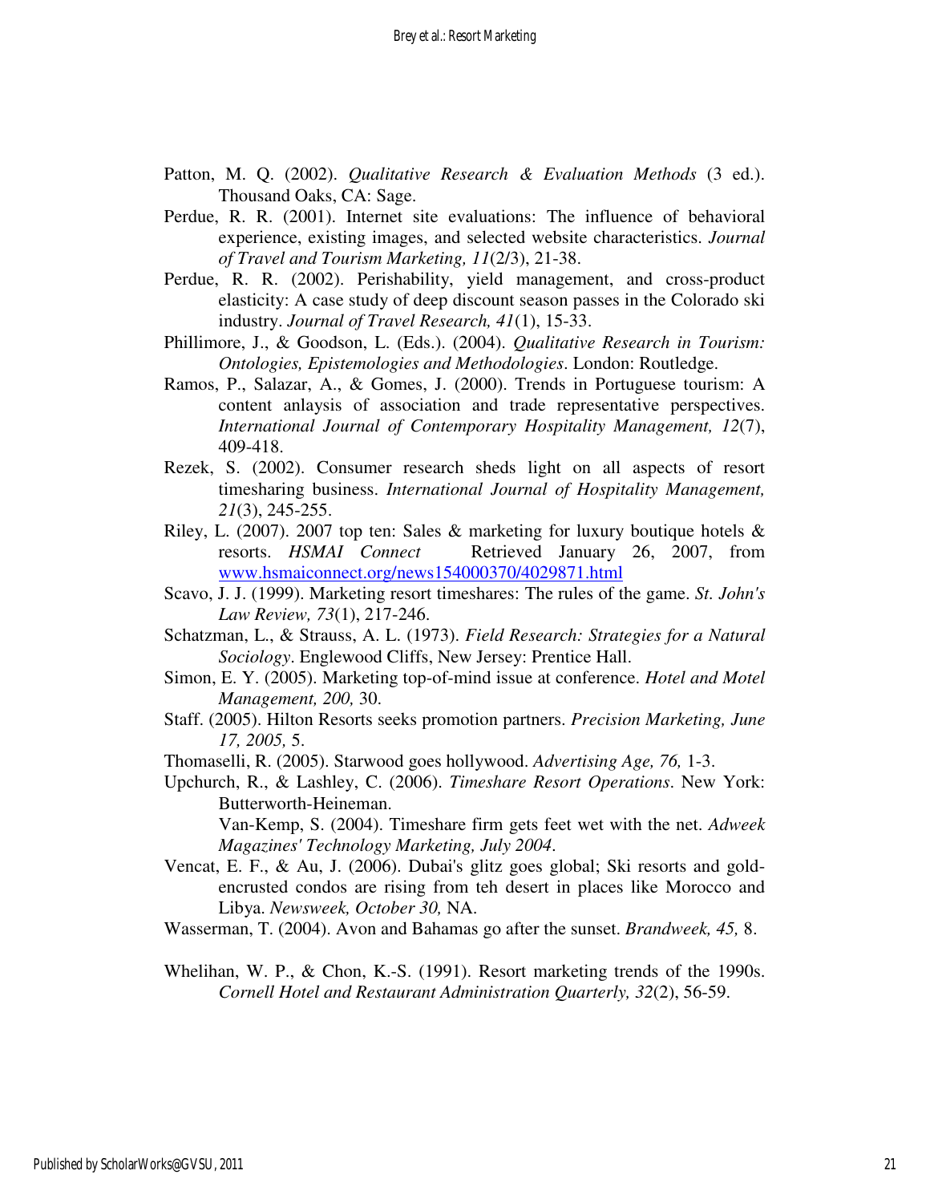Patton, M. Q. (2002). *Qualitative Research & Evaluation Methods* (3 ed.). Thousand Oaks, CA: Sage.

Perdue, R. R. (2001). Internet site evaluations: The influence of behavioral experience, existing images, and selected website characteristics. *Journal of Travel and Tourism Marketing, 11*(2/3), 21-38.

Perdue, R. R. (2002). Perishability, yield management, and cross-product elasticity: A case study of deep discount season passes in the Colorado ski industry. *Journal of Travel Research, 41*(1), 15-33.

Phillimore, J., & Goodson, L. (Eds.). (2004). *Qualitative Research in Tourism: Ontologies, Epistemologies and Methodologies*. London: Routledge.

Ramos, P., Salazar, A., & Gomes, J. (2000). Trends in Portuguese tourism: A content anlaysis of association and trade representative perspectives. *International Journal of Contemporary Hospitality Management, 12*(7), 409-418.

Rezek, S. (2002). Consumer research sheds light on all aspects of resort timesharing business. *International Journal of Hospitality Management, 21*(3), 245-255.

Riley, L. (2007). 2007 top ten: Sales & marketing for luxury boutique hotels & resorts. *HSMAI Connect* Retrieved January 26, 2007, from www.hsmaiconnect.org/news154000370/4029871.html

Scavo, J. J. (1999). Marketing resort timeshares: The rules of the game. *St. John's Law Review, 73*(1), 217-246.

Schatzman, L., & Strauss, A. L. (1973). *Field Research: Strategies for a Natural Sociology*. Englewood Cliffs, New Jersey: Prentice Hall.

Simon, E. Y. (2005). Marketing top-of-mind issue at conference. *Hotel and Motel Management, 200,* 30.

Staff. (2005). Hilton Resorts seeks promotion partners. *Precision Marketing, June 17, 2005,* 5.

Thomaselli, R. (2005). Starwood goes hollywood. *Advertising Age, 76,* 1-3.

Upchurch, R., & Lashley, C. (2006). *Timeshare Resort Operations*. New York: Butterworth-Heineman.

Van-Kemp, S. (2004). Timeshare firm gets feet wet with the net. *Adweek Magazines' Technology Marketing, July 2004*.

Vencat, E. F., & Au, J. (2006). Dubai's glitz goes global; Ski resorts and gold-encrusted condos are rising from teh desert in places like Morocco and Libya. *Newsweek, October 30,* NA.

Wasserman, T. (2004). Avon and Bahamas go after the sunset. *Brandweek, 45,* 8.

Whelihan, W. P., & Chon, K.-S. (1991). Resort marketing trends of the 1990s. *Cornell Hotel and Restaurant Administration Quarterly, 32*(2), 56-59.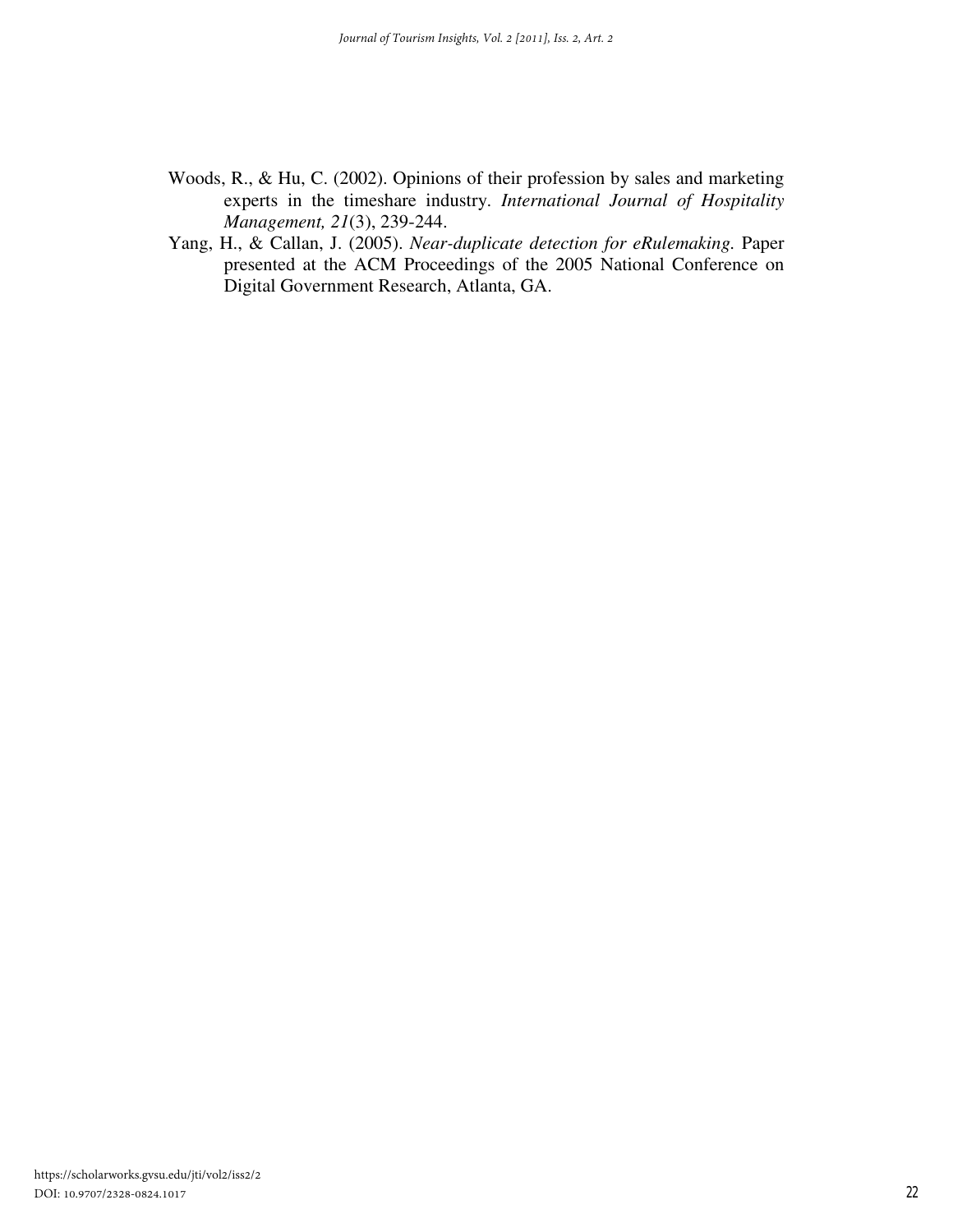Woods, R., & Hu, C. (2002). Opinions of their profession by sales and marketing experts in the timeshare industry. *International Journal of Hospitality Management, 21*(3), 239-244.

Yang, H., & Callan, J. (2005). *Near-duplicate detection for eRulemaking*. Paper presented at the ACM Proceedings of the 2005 National Conference on Digital Government Research, Atlanta, GA.